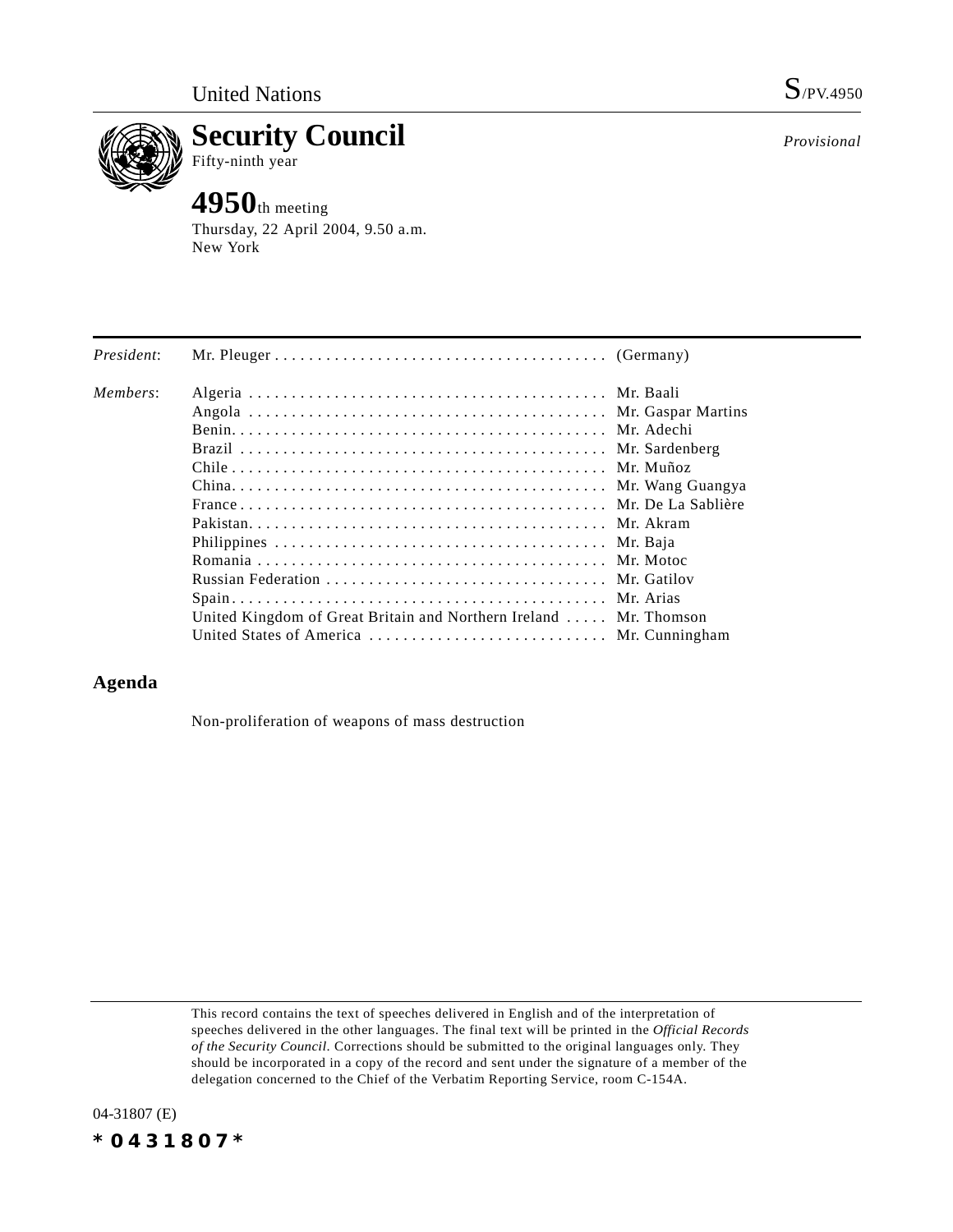United Nations S/PV.4950

# Security Council

Fifty-ninth year

*Provisional*

## 4950th meeting

Thursday, 22 April 2004, 9.50 a.m.
New York

| | | |
|---|---|---|
| *President*: | Mr. Pleuger | (Germany) |
| *Members*: | Algeria | Mr. Baali |
| | Angola | Mr. Gaspar Martins |
| | Benin | Mr. Adechi |
| | Brazil | Mr. Sardenberg |
| | Chile | Mr. Muñoz |
| | China | Mr. Wang Guangya |
| | France | Mr. De La Sablière |
| | Pakistan | Mr. Akram |
| | Philippines | Mr. Baja |
| | Romania | Mr. Motoc |
| | Russian Federation | Mr. Gatilov |
| | Spain | Mr. Arias |
| | United Kingdom of Great Britain and Northern Ireland | Mr. Thomson |
| | United States of America | Mr. Cunningham |

## Agenda

Non-proliferation of weapons of mass destruction

This record contains the text of speeches delivered in English and of the interpretation of speeches delivered in the other languages. The final text will be printed in the *Official Records of the Security Council*. Corrections should be submitted to the original languages only. They should be incorporated in a copy of the record and sent under the signature of a member of the delegation concerned to the Chief of the Verbatim Reporting Service, room C-154A.

04-31807 (E)

*0431807*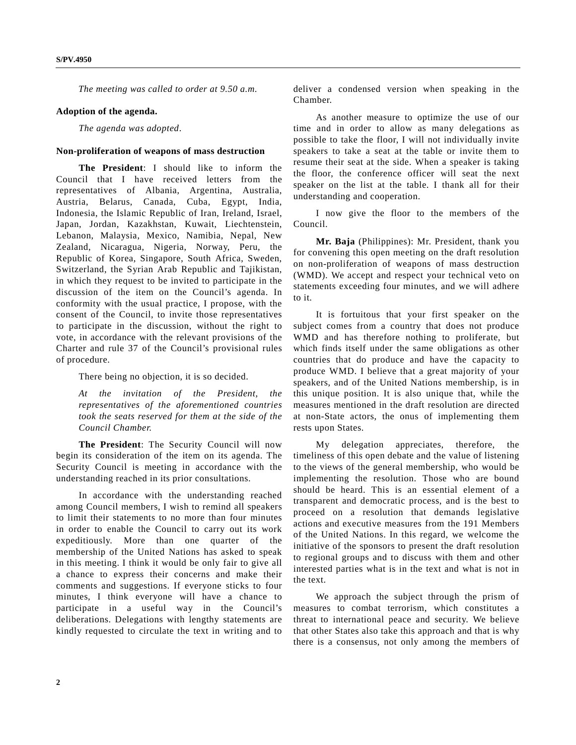*The meeting was called to order at 9.50 a.m.*

**Adoption of the agenda.**

*The agenda was adopted*.

**Non-proliferation of weapons of mass destruction**

**The President**: I should like to inform the Council that I have received letters from the representatives of Albania, Argentina, Australia, Austria, Belarus, Canada, Cuba, Egypt, India, Indonesia, the Islamic Republic of Iran, Ireland, Israel, Japan, Jordan, Kazakhstan, Kuwait, Liechtenstein, Lebanon, Malaysia, Mexico, Namibia, Nepal, New Zealand, Nicaragua, Nigeria, Norway, Peru, the Republic of Korea, Singapore, South Africa, Sweden, Switzerland, the Syrian Arab Republic and Tajikistan, in which they request to be invited to participate in the discussion of the item on the Council's agenda. In conformity with the usual practice, I propose, with the consent of the Council, to invite those representatives to participate in the discussion, without the right to vote, in accordance with the relevant provisions of the Charter and rule 37 of the Council's provisional rules of procedure.

There being no objection, it is so decided.

*At the invitation of the President, the representatives of the aforementioned countries took the seats reserved for them at the side of the Council Chamber.*

**The President**: The Security Council will now begin its consideration of the item on its agenda. The Security Council is meeting in accordance with the understanding reached in its prior consultations.

In accordance with the understanding reached among Council members, I wish to remind all speakers to limit their statements to no more than four minutes in order to enable the Council to carry out its work expeditiously. More than one quarter of the membership of the United Nations has asked to speak in this meeting. I think it would be only fair to give all a chance to express their concerns and make their comments and suggestions. If everyone sticks to four minutes, I think everyone will have a chance to participate in a useful way in the Council's deliberations. Delegations with lengthy statements are kindly requested to circulate the text in writing and to deliver a condensed version when speaking in the Chamber.

As another measure to optimize the use of our time and in order to allow as many delegations as possible to take the floor, I will not individually invite speakers to take a seat at the table or invite them to resume their seat at the side. When a speaker is taking the floor, the conference officer will seat the next speaker on the list at the table. I thank all for their understanding and cooperation.

I now give the floor to the members of the Council.

**Mr. Baja** (Philippines): Mr. President, thank you for convening this open meeting on the draft resolution on non-proliferation of weapons of mass destruction (WMD). We accept and respect your technical veto on statements exceeding four minutes, and we will adhere to it.

It is fortuitous that your first speaker on the subject comes from a country that does not produce WMD and has therefore nothing to proliferate, but which finds itself under the same obligations as other countries that do produce and have the capacity to produce WMD. I believe that a great majority of your speakers, and of the United Nations membership, is in this unique position. It is also unique that, while the measures mentioned in the draft resolution are directed at non-State actors, the onus of implementing them rests upon States.

My delegation appreciates, therefore, the timeliness of this open debate and the value of listening to the views of the general membership, who would be implementing the resolution. Those who are bound should be heard. This is an essential element of a transparent and democratic process, and is the best to proceed on a resolution that demands legislative actions and executive measures from the 191 Members of the United Nations. In this regard, we welcome the initiative of the sponsors to present the draft resolution to regional groups and to discuss with them and other interested parties what is in the text and what is not in the text.

We approach the subject through the prism of measures to combat terrorism, which constitutes a threat to international peace and security. We believe that other States also take this approach and that is why there is a consensus, not only among the members of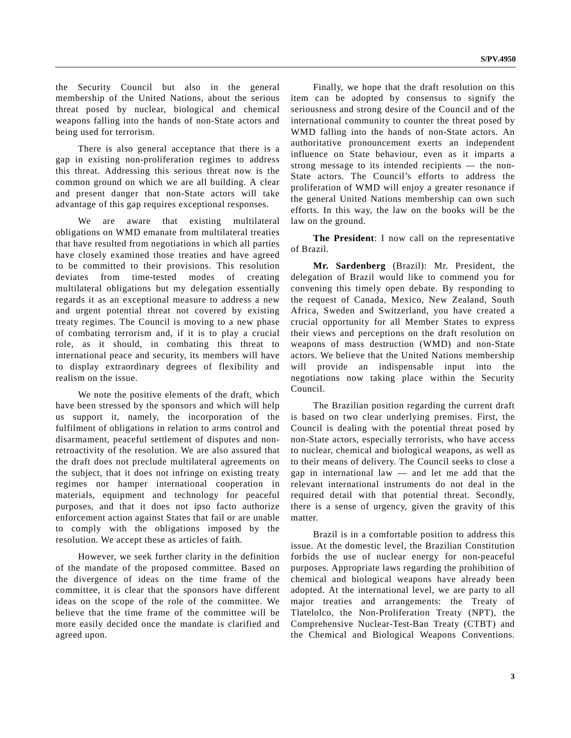the Security Council but also in the general membership of the United Nations, about the serious threat posed by nuclear, biological and chemical weapons falling into the hands of non-State actors and being used for terrorism.

There is also general acceptance that there is a gap in existing non-proliferation regimes to address this threat. Addressing this serious threat now is the common ground on which we are all building. A clear and present danger that non-State actors will take advantage of this gap requires exceptional responses.

We are aware that existing multilateral obligations on WMD emanate from multilateral treaties that have resulted from negotiations in which all parties have closely examined those treaties and have agreed to be committed to their provisions. This resolution deviates from time-tested modes of creating multilateral obligations but my delegation essentially regards it as an exceptional measure to address a new and urgent potential threat not covered by existing treaty regimes. The Council is moving to a new phase of combating terrorism and, if it is to play a crucial role, as it should, in combating this threat to international peace and security, its members will have to display extraordinary degrees of flexibility and realism on the issue.

We note the positive elements of the draft, which have been stressed by the sponsors and which will help us support it, namely, the incorporation of the fulfilment of obligations in relation to arms control and disarmament, peaceful settlement of disputes and non-retroactivity of the resolution. We are also assured that the draft does not preclude multilateral agreements on the subject, that it does not infringe on existing treaty regimes nor hamper international cooperation in materials, equipment and technology for peaceful purposes, and that it does not ipso facto authorize enforcement action against States that fail or are unable to comply with the obligations imposed by the resolution. We accept these as articles of faith.

However, we seek further clarity in the definition of the mandate of the proposed committee. Based on the divergence of ideas on the time frame of the committee, it is clear that the sponsors have different ideas on the scope of the role of the committee. We believe that the time frame of the committee will be more easily decided once the mandate is clarified and agreed upon.

Finally, we hope that the draft resolution on this item can be adopted by consensus to signify the seriousness and strong desire of the Council and of the international community to counter the threat posed by WMD falling into the hands of non-State actors. An authoritative pronouncement exerts an independent influence on State behaviour, even as it imparts a strong message to its intended recipients — the non-State actors. The Council's efforts to address the proliferation of WMD will enjoy a greater resonance if the general United Nations membership can own such efforts. In this way, the law on the books will be the law on the ground.

**The President**: I now call on the representative of Brazil.

**Mr. Sardenberg** (Brazil): Mr. President, the delegation of Brazil would like to commend you for convening this timely open debate. By responding to the request of Canada, Mexico, New Zealand, South Africa, Sweden and Switzerland, you have created a crucial opportunity for all Member States to express their views and perceptions on the draft resolution on weapons of mass destruction (WMD) and non-State actors. We believe that the United Nations membership will provide an indispensable input into the negotiations now taking place within the Security Council.

The Brazilian position regarding the current draft is based on two clear underlying premises. First, the Council is dealing with the potential threat posed by non-State actors, especially terrorists, who have access to nuclear, chemical and biological weapons, as well as to their means of delivery. The Council seeks to close a gap in international law — and let me add that the relevant international instruments do not deal in the required detail with that potential threat. Secondly, there is a sense of urgency, given the gravity of this matter.

Brazil is in a comfortable position to address this issue. At the domestic level, the Brazilian Constitution forbids the use of nuclear energy for non-peaceful purposes. Appropriate laws regarding the prohibition of chemical and biological weapons have already been adopted. At the international level, we are party to all major treaties and arrangements: the Treaty of Tlatelolco, the Non-Proliferation Treaty (NPT), the Comprehensive Nuclear-Test-Ban Treaty (CTBT) and the Chemical and Biological Weapons Conventions.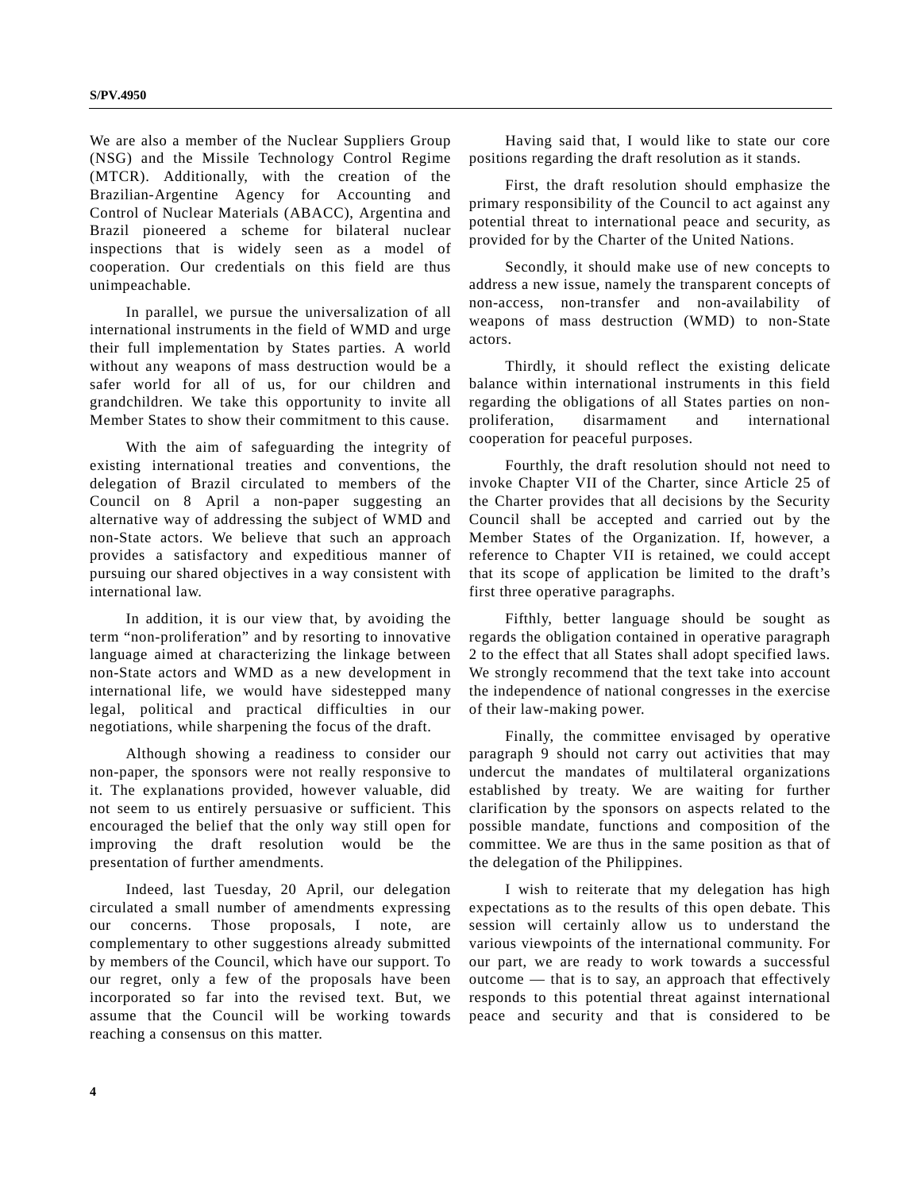We are also a member of the Nuclear Suppliers Group (NSG) and the Missile Technology Control Regime (MTCR). Additionally, with the creation of the Brazilian-Argentine Agency for Accounting and Control of Nuclear Materials (ABACC), Argentina and Brazil pioneered a scheme for bilateral nuclear inspections that is widely seen as a model of cooperation. Our credentials on this field are thus unimpeachable.

In parallel, we pursue the universalization of all international instruments in the field of WMD and urge their full implementation by States parties. A world without any weapons of mass destruction would be a safer world for all of us, for our children and grandchildren. We take this opportunity to invite all Member States to show their commitment to this cause.

With the aim of safeguarding the integrity of existing international treaties and conventions, the delegation of Brazil circulated to members of the Council on 8 April a non-paper suggesting an alternative way of addressing the subject of WMD and non-State actors. We believe that such an approach provides a satisfactory and expeditious manner of pursuing our shared objectives in a way consistent with international law.

In addition, it is our view that, by avoiding the term "non-proliferation" and by resorting to innovative language aimed at characterizing the linkage between non-State actors and WMD as a new development in international life, we would have sidestepped many legal, political and practical difficulties in our negotiations, while sharpening the focus of the draft.

Although showing a readiness to consider our non-paper, the sponsors were not really responsive to it. The explanations provided, however valuable, did not seem to us entirely persuasive or sufficient. This encouraged the belief that the only way still open for improving the draft resolution would be the presentation of further amendments.

Indeed, last Tuesday, 20 April, our delegation circulated a small number of amendments expressing our concerns. Those proposals, I note, are complementary to other suggestions already submitted by members of the Council, which have our support. To our regret, only a few of the proposals have been incorporated so far into the revised text. But, we assume that the Council will be working towards reaching a consensus on this matter.

Having said that, I would like to state our core positions regarding the draft resolution as it stands.

First, the draft resolution should emphasize the primary responsibility of the Council to act against any potential threat to international peace and security, as provided for by the Charter of the United Nations.

Secondly, it should make use of new concepts to address a new issue, namely the transparent concepts of non-access, non-transfer and non-availability of weapons of mass destruction (WMD) to non-State actors.

Thirdly, it should reflect the existing delicate balance within international instruments in this field regarding the obligations of all States parties on non-proliferation, disarmament and international cooperation for peaceful purposes.

Fourthly, the draft resolution should not need to invoke Chapter VII of the Charter, since Article 25 of the Charter provides that all decisions by the Security Council shall be accepted and carried out by the Member States of the Organization. If, however, a reference to Chapter VII is retained, we could accept that its scope of application be limited to the draft's first three operative paragraphs.

Fifthly, better language should be sought as regards the obligation contained in operative paragraph 2 to the effect that all States shall adopt specified laws. We strongly recommend that the text take into account the independence of national congresses in the exercise of their law-making power.

Finally, the committee envisaged by operative paragraph 9 should not carry out activities that may undercut the mandates of multilateral organizations established by treaty. We are waiting for further clarification by the sponsors on aspects related to the possible mandate, functions and composition of the committee. We are thus in the same position as that of the delegation of the Philippines.

I wish to reiterate that my delegation has high expectations as to the results of this open debate. This session will certainly allow us to understand the various viewpoints of the international community. For our part, we are ready to work towards a successful outcome — that is to say, an approach that effectively responds to this potential threat against international peace and security and that is considered to be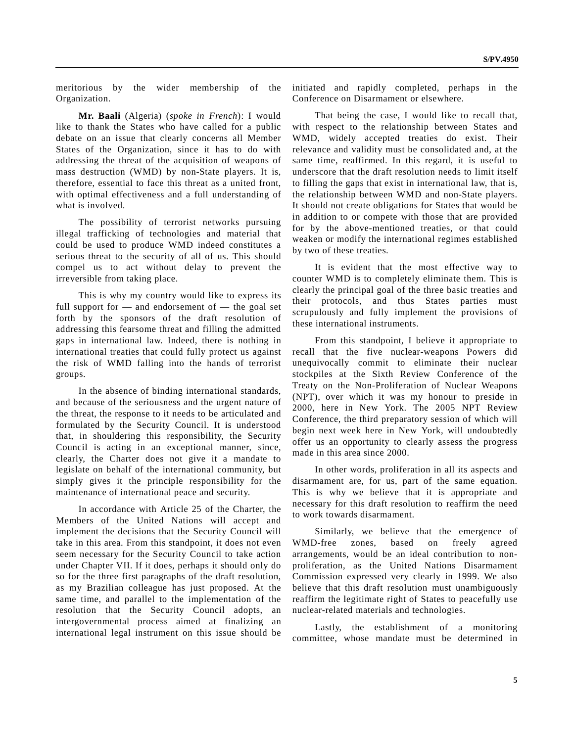meritorious by the wider membership of the Organization.

**Mr. Baali** (Algeria) (*spoke in French*): I would like to thank the States who have called for a public debate on an issue that clearly concerns all Member States of the Organization, since it has to do with addressing the threat of the acquisition of weapons of mass destruction (WMD) by non-State players. It is, therefore, essential to face this threat as a united front, with optimal effectiveness and a full understanding of what is involved.

The possibility of terrorist networks pursuing illegal trafficking of technologies and material that could be used to produce WMD indeed constitutes a serious threat to the security of all of us. This should compel us to act without delay to prevent the irreversible from taking place.

This is why my country would like to express its full support for — and endorsement of — the goal set forth by the sponsors of the draft resolution of addressing this fearsome threat and filling the admitted gaps in international law. Indeed, there is nothing in international treaties that could fully protect us against the risk of WMD falling into the hands of terrorist groups.

In the absence of binding international standards, and because of the seriousness and the urgent nature of the threat, the response to it needs to be articulated and formulated by the Security Council. It is understood that, in shouldering this responsibility, the Security Council is acting in an exceptional manner, since, clearly, the Charter does not give it a mandate to legislate on behalf of the international community, but simply gives it the principle responsibility for the maintenance of international peace and security.

In accordance with Article 25 of the Charter, the Members of the United Nations will accept and implement the decisions that the Security Council will take in this area. From this standpoint, it does not even seem necessary for the Security Council to take action under Chapter VII. If it does, perhaps it should only do so for the three first paragraphs of the draft resolution, as my Brazilian colleague has just proposed. At the same time, and parallel to the implementation of the resolution that the Security Council adopts, an intergovernmental process aimed at finalizing an international legal instrument on this issue should be initiated and rapidly completed, perhaps in the Conference on Disarmament or elsewhere.

That being the case, I would like to recall that, with respect to the relationship between States and WMD, widely accepted treaties do exist. Their relevance and validity must be consolidated and, at the same time, reaffirmed. In this regard, it is useful to underscore that the draft resolution needs to limit itself to filling the gaps that exist in international law, that is, the relationship between WMD and non-State players. It should not create obligations for States that would be in addition to or compete with those that are provided for by the above-mentioned treaties, or that could weaken or modify the international regimes established by two of these treaties.

It is evident that the most effective way to counter WMD is to completely eliminate them. This is clearly the principal goal of the three basic treaties and their protocols, and thus States parties must scrupulously and fully implement the provisions of these international instruments.

From this standpoint, I believe it appropriate to recall that the five nuclear-weapons Powers did unequivocally commit to eliminate their nuclear stockpiles at the Sixth Review Conference of the Treaty on the Non-Proliferation of Nuclear Weapons (NPT), over which it was my honour to preside in 2000, here in New York. The 2005 NPT Review Conference, the third preparatory session of which will begin next week here in New York, will undoubtedly offer us an opportunity to clearly assess the progress made in this area since 2000.

In other words, proliferation in all its aspects and disarmament are, for us, part of the same equation. This is why we believe that it is appropriate and necessary for this draft resolution to reaffirm the need to work towards disarmament.

Similarly, we believe that the emergence of WMD-free zones, based on freely agreed arrangements, would be an ideal contribution to non-proliferation, as the United Nations Disarmament Commission expressed very clearly in 1999. We also believe that this draft resolution must unambiguously reaffirm the legitimate right of States to peacefully use nuclear-related materials and technologies.

Lastly, the establishment of a monitoring committee, whose mandate must be determined in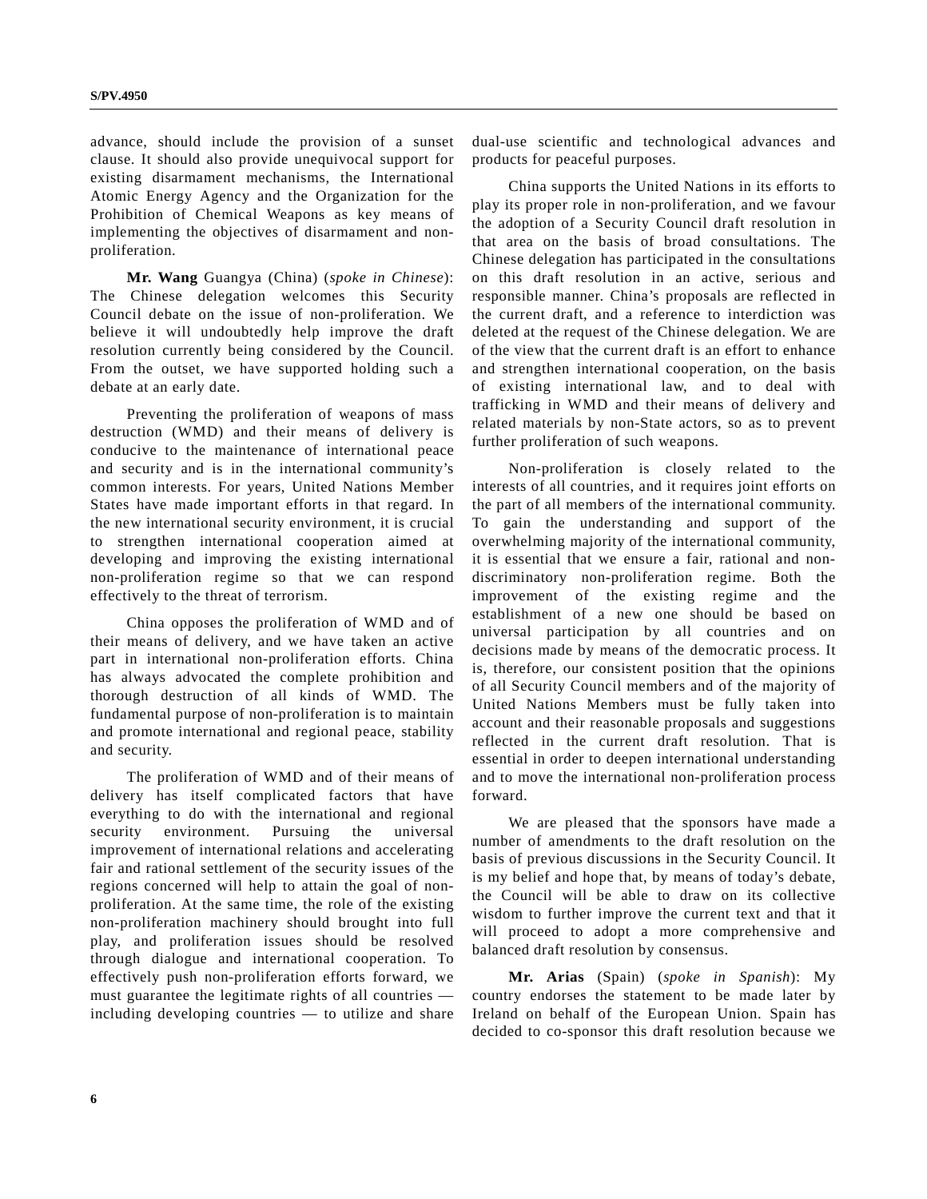advance, should include the provision of a sunset clause. It should also provide unequivocal support for existing disarmament mechanisms, the International Atomic Energy Agency and the Organization for the Prohibition of Chemical Weapons as key means of implementing the objectives of disarmament and non-proliferation.

**Mr. Wang** Guangya (China) (*spoke in Chinese*): The Chinese delegation welcomes this Security Council debate on the issue of non-proliferation. We believe it will undoubtedly help improve the draft resolution currently being considered by the Council. From the outset, we have supported holding such a debate at an early date.

Preventing the proliferation of weapons of mass destruction (WMD) and their means of delivery is conducive to the maintenance of international peace and security and is in the international community's common interests. For years, United Nations Member States have made important efforts in that regard. In the new international security environment, it is crucial to strengthen international cooperation aimed at developing and improving the existing international non-proliferation regime so that we can respond effectively to the threat of terrorism.

China opposes the proliferation of WMD and of their means of delivery, and we have taken an active part in international non-proliferation efforts. China has always advocated the complete prohibition and thorough destruction of all kinds of WMD. The fundamental purpose of non-proliferation is to maintain and promote international and regional peace, stability and security.

The proliferation of WMD and of their means of delivery has itself complicated factors that have everything to do with the international and regional security environment. Pursuing the universal improvement of international relations and accelerating fair and rational settlement of the security issues of the regions concerned will help to attain the goal of non-proliferation. At the same time, the role of the existing non-proliferation machinery should brought into full play, and proliferation issues should be resolved through dialogue and international cooperation. To effectively push non-proliferation efforts forward, we must guarantee the legitimate rights of all countries — including developing countries — to utilize and share dual-use scientific and technological advances and products for peaceful purposes.

China supports the United Nations in its efforts to play its proper role in non-proliferation, and we favour the adoption of a Security Council draft resolution in that area on the basis of broad consultations. The Chinese delegation has participated in the consultations on this draft resolution in an active, serious and responsible manner. China's proposals are reflected in the current draft, and a reference to interdiction was deleted at the request of the Chinese delegation. We are of the view that the current draft is an effort to enhance and strengthen international cooperation, on the basis of existing international law, and to deal with trafficking in WMD and their means of delivery and related materials by non-State actors, so as to prevent further proliferation of such weapons.

Non-proliferation is closely related to the interests of all countries, and it requires joint efforts on the part of all members of the international community. To gain the understanding and support of the overwhelming majority of the international community, it is essential that we ensure a fair, rational and non-discriminatory non-proliferation regime. Both the improvement of the existing regime and the establishment of a new one should be based on universal participation by all countries and on decisions made by means of the democratic process. It is, therefore, our consistent position that the opinions of all Security Council members and of the majority of United Nations Members must be fully taken into account and their reasonable proposals and suggestions reflected in the current draft resolution. That is essential in order to deepen international understanding and to move the international non-proliferation process forward.

We are pleased that the sponsors have made a number of amendments to the draft resolution on the basis of previous discussions in the Security Council. It is my belief and hope that, by means of today's debate, the Council will be able to draw on its collective wisdom to further improve the current text and that it will proceed to adopt a more comprehensive and balanced draft resolution by consensus.

**Mr. Arias** (Spain) (*spoke in Spanish*): My country endorses the statement to be made later by Ireland on behalf of the European Union. Spain has decided to co-sponsor this draft resolution because we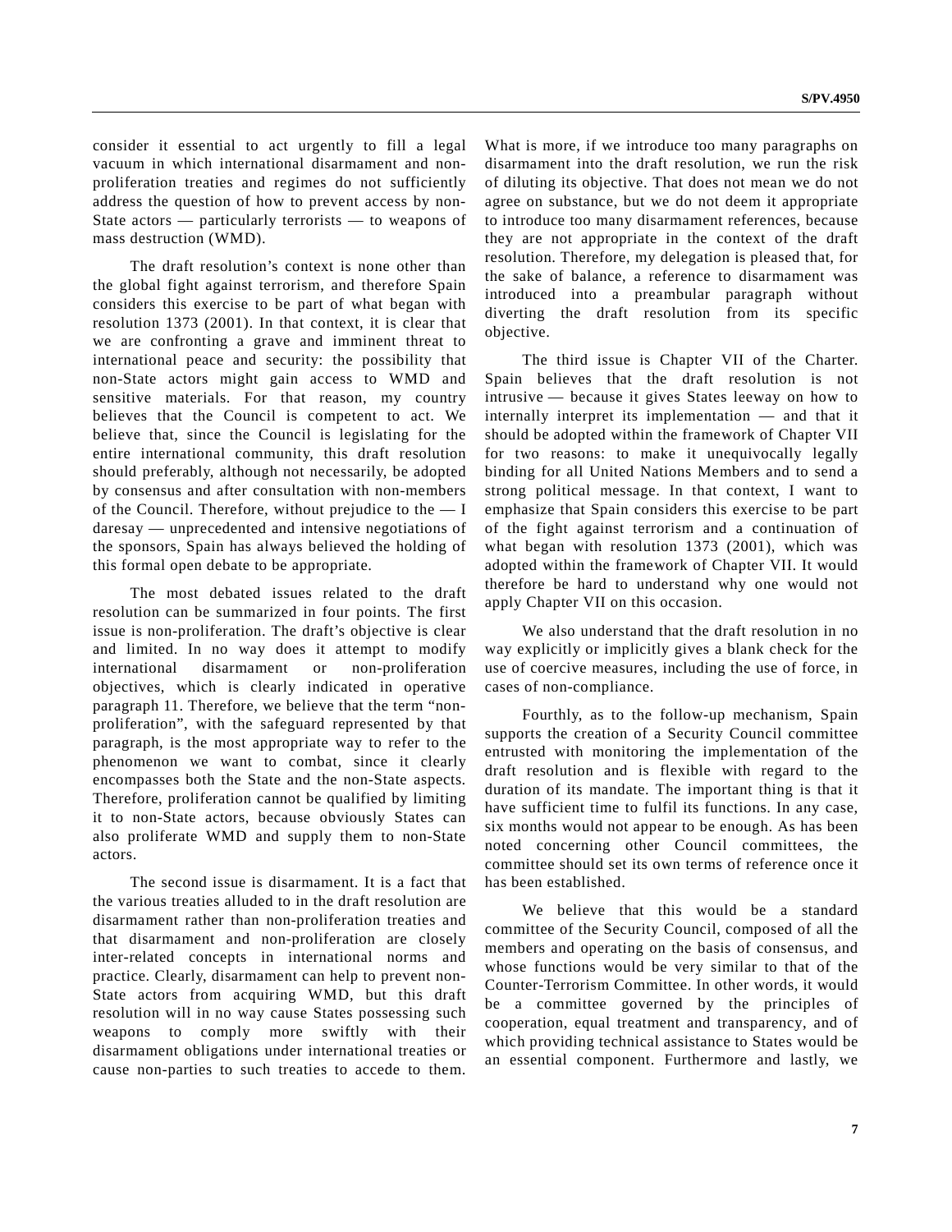consider it essential to act urgently to fill a legal vacuum in which international disarmament and non-proliferation treaties and regimes do not sufficiently address the question of how to prevent access by non-State actors — particularly terrorists — to weapons of mass destruction (WMD).

The draft resolution's context is none other than the global fight against terrorism, and therefore Spain considers this exercise to be part of what began with resolution 1373 (2001). In that context, it is clear that we are confronting a grave and imminent threat to international peace and security: the possibility that non-State actors might gain access to WMD and sensitive materials. For that reason, my country believes that the Council is competent to act. We believe that, since the Council is legislating for the entire international community, this draft resolution should preferably, although not necessarily, be adopted by consensus and after consultation with non-members of the Council. Therefore, without prejudice to the — I daresay — unprecedented and intensive negotiations of the sponsors, Spain has always believed the holding of this formal open debate to be appropriate.

The most debated issues related to the draft resolution can be summarized in four points. The first issue is non-proliferation. The draft's objective is clear and limited. In no way does it attempt to modify international disarmament or non-proliferation objectives, which is clearly indicated in operative paragraph 11. Therefore, we believe that the term "non-proliferation", with the safeguard represented by that paragraph, is the most appropriate way to refer to the phenomenon we want to combat, since it clearly encompasses both the State and the non-State aspects. Therefore, proliferation cannot be qualified by limiting it to non-State actors, because obviously States can also proliferate WMD and supply them to non-State actors.

The second issue is disarmament. It is a fact that the various treaties alluded to in the draft resolution are disarmament rather than non-proliferation treaties and that disarmament and non-proliferation are closely inter-related concepts in international norms and practice. Clearly, disarmament can help to prevent non-State actors from acquiring WMD, but this draft resolution will in no way cause States possessing such weapons to comply more swiftly with their disarmament obligations under international treaties or cause non-parties to such treaties to accede to them. What is more, if we introduce too many paragraphs on disarmament into the draft resolution, we run the risk of diluting its objective. That does not mean we do not agree on substance, but we do not deem it appropriate to introduce too many disarmament references, because they are not appropriate in the context of the draft resolution. Therefore, my delegation is pleased that, for the sake of balance, a reference to disarmament was introduced into a preambular paragraph without diverting the draft resolution from its specific objective.

The third issue is Chapter VII of the Charter. Spain believes that the draft resolution is not intrusive — because it gives States leeway on how to internally interpret its implementation — and that it should be adopted within the framework of Chapter VII for two reasons: to make it unequivocally legally binding for all United Nations Members and to send a strong political message. In that context, I want to emphasize that Spain considers this exercise to be part of the fight against terrorism and a continuation of what began with resolution 1373 (2001), which was adopted within the framework of Chapter VII. It would therefore be hard to understand why one would not apply Chapter VII on this occasion.

We also understand that the draft resolution in no way explicitly or implicitly gives a blank check for the use of coercive measures, including the use of force, in cases of non-compliance.

Fourthly, as to the follow-up mechanism, Spain supports the creation of a Security Council committee entrusted with monitoring the implementation of the draft resolution and is flexible with regard to the duration of its mandate. The important thing is that it have sufficient time to fulfil its functions. In any case, six months would not appear to be enough. As has been noted concerning other Council committees, the committee should set its own terms of reference once it has been established.

We believe that this would be a standard committee of the Security Council, composed of all the members and operating on the basis of consensus, and whose functions would be very similar to that of the Counter-Terrorism Committee. In other words, it would be a committee governed by the principles of cooperation, equal treatment and transparency, and of which providing technical assistance to States would be an essential component. Furthermore and lastly, we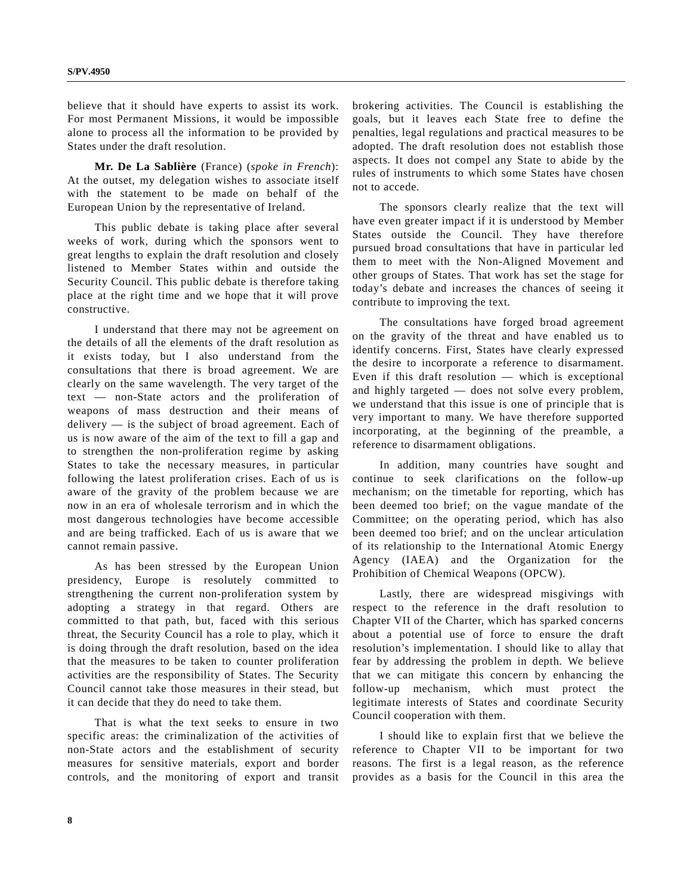believe that it should have experts to assist its work. For most Permanent Missions, it would be impossible alone to process all the information to be provided by States under the draft resolution.

**Mr. De La Sablière** (France) (*spoke in French*): At the outset, my delegation wishes to associate itself with the statement to be made on behalf of the European Union by the representative of Ireland.

This public debate is taking place after several weeks of work, during which the sponsors went to great lengths to explain the draft resolution and closely listened to Member States within and outside the Security Council. This public debate is therefore taking place at the right time and we hope that it will prove constructive.

I understand that there may not be agreement on the details of all the elements of the draft resolution as it exists today, but I also understand from the consultations that there is broad agreement. We are clearly on the same wavelength. The very target of the text — non-State actors and the proliferation of weapons of mass destruction and their means of delivery — is the subject of broad agreement. Each of us is now aware of the aim of the text to fill a gap and to strengthen the non-proliferation regime by asking States to take the necessary measures, in particular following the latest proliferation crises. Each of us is aware of the gravity of the problem because we are now in an era of wholesale terrorism and in which the most dangerous technologies have become accessible and are being trafficked. Each of us is aware that we cannot remain passive.

As has been stressed by the European Union presidency, Europe is resolutely committed to strengthening the current non-proliferation system by adopting a strategy in that regard. Others are committed to that path, but, faced with this serious threat, the Security Council has a role to play, which it is doing through the draft resolution, based on the idea that the measures to be taken to counter proliferation activities are the responsibility of States. The Security Council cannot take those measures in their stead, but it can decide that they do need to take them.

That is what the text seeks to ensure in two specific areas: the criminalization of the activities of non-State actors and the establishment of security measures for sensitive materials, export and border controls, and the monitoring of export and transit brokering activities. The Council is establishing the goals, but it leaves each State free to define the penalties, legal regulations and practical measures to be adopted. The draft resolution does not establish those aspects. It does not compel any State to abide by the rules of instruments to which some States have chosen not to accede.

The sponsors clearly realize that the text will have even greater impact if it is understood by Member States outside the Council. They have therefore pursued broad consultations that have in particular led them to meet with the Non-Aligned Movement and other groups of States. That work has set the stage for today's debate and increases the chances of seeing it contribute to improving the text.

The consultations have forged broad agreement on the gravity of the threat and have enabled us to identify concerns. First, States have clearly expressed the desire to incorporate a reference to disarmament. Even if this draft resolution — which is exceptional and highly targeted — does not solve every problem, we understand that this issue is one of principle that is very important to many. We have therefore supported incorporating, at the beginning of the preamble, a reference to disarmament obligations.

In addition, many countries have sought and continue to seek clarifications on the follow-up mechanism; on the timetable for reporting, which has been deemed too brief; on the vague mandate of the Committee; on the operating period, which has also been deemed too brief; and on the unclear articulation of its relationship to the International Atomic Energy Agency (IAEA) and the Organization for the Prohibition of Chemical Weapons (OPCW).

Lastly, there are widespread misgivings with respect to the reference in the draft resolution to Chapter VII of the Charter, which has sparked concerns about a potential use of force to ensure the draft resolution's implementation. I should like to allay that fear by addressing the problem in depth. We believe that we can mitigate this concern by enhancing the follow-up mechanism, which must protect the legitimate interests of States and coordinate Security Council cooperation with them.

I should like to explain first that we believe the reference to Chapter VII to be important for two reasons. The first is a legal reason, as the reference provides as a basis for the Council in this area the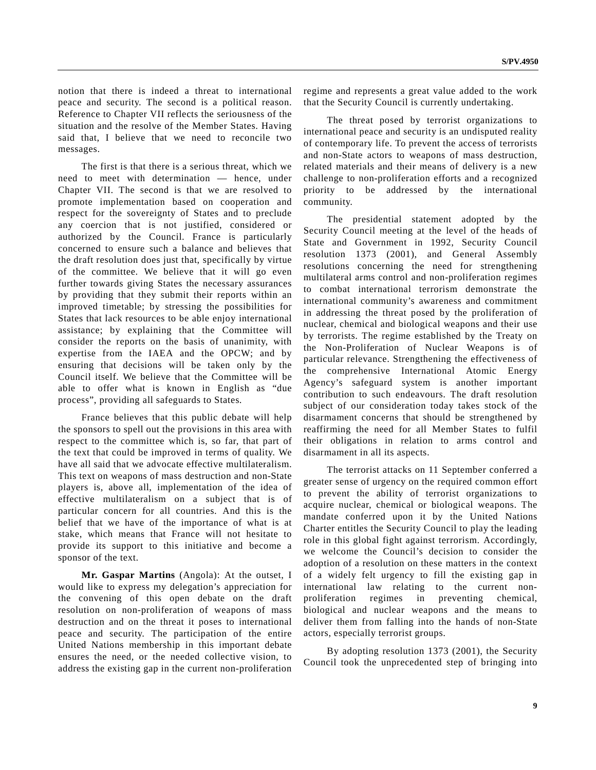notion that there is indeed a threat to international peace and security. The second is a political reason. Reference to Chapter VII reflects the seriousness of the situation and the resolve of the Member States. Having said that, I believe that we need to reconcile two messages.

The first is that there is a serious threat, which we need to meet with determination — hence, under Chapter VII. The second is that we are resolved to promote implementation based on cooperation and respect for the sovereignty of States and to preclude any coercion that is not justified, considered or authorized by the Council. France is particularly concerned to ensure such a balance and believes that the draft resolution does just that, specifically by virtue of the committee. We believe that it will go even further towards giving States the necessary assurances by providing that they submit their reports within an improved timetable; by stressing the possibilities for States that lack resources to be able enjoy international assistance; by explaining that the Committee will consider the reports on the basis of unanimity, with expertise from the IAEA and the OPCW; and by ensuring that decisions will be taken only by the Council itself. We believe that the Committee will be able to offer what is known in English as "due process", providing all safeguards to States.

France believes that this public debate will help the sponsors to spell out the provisions in this area with respect to the committee which is, so far, that part of the text that could be improved in terms of quality. We have all said that we advocate effective multilateralism. This text on weapons of mass destruction and non-State players is, above all, implementation of the idea of effective multilateralism on a subject that is of particular concern for all countries. And this is the belief that we have of the importance of what is at stake, which means that France will not hesitate to provide its support to this initiative and become a sponsor of the text.

**Mr. Gaspar Martins** (Angola): At the outset, I would like to express my delegation's appreciation for the convening of this open debate on the draft resolution on non-proliferation of weapons of mass destruction and on the threat it poses to international peace and security. The participation of the entire United Nations membership in this important debate ensures the need, or the needed collective vision, to address the existing gap in the current non-proliferation regime and represents a great value added to the work that the Security Council is currently undertaking.

The threat posed by terrorist organizations to international peace and security is an undisputed reality of contemporary life. To prevent the access of terrorists and non-State actors to weapons of mass destruction, related materials and their means of delivery is a new challenge to non-proliferation efforts and a recognized priority to be addressed by the international community.

The presidential statement adopted by the Security Council meeting at the level of the heads of State and Government in 1992, Security Council resolution 1373 (2001), and General Assembly resolutions concerning the need for strengthening multilateral arms control and non-proliferation regimes to combat international terrorism demonstrate the international community's awareness and commitment in addressing the threat posed by the proliferation of nuclear, chemical and biological weapons and their use by terrorists. The regime established by the Treaty on the Non-Proliferation of Nuclear Weapons is of particular relevance. Strengthening the effectiveness of the comprehensive International Atomic Energy Agency's safeguard system is another important contribution to such endeavours. The draft resolution subject of our consideration today takes stock of the disarmament concerns that should be strengthened by reaffirming the need for all Member States to fulfil their obligations in relation to arms control and disarmament in all its aspects.

The terrorist attacks on 11 September conferred a greater sense of urgency on the required common effort to prevent the ability of terrorist organizations to acquire nuclear, chemical or biological weapons. The mandate conferred upon it by the United Nations Charter entitles the Security Council to play the leading role in this global fight against terrorism. Accordingly, we welcome the Council's decision to consider the adoption of a resolution on these matters in the context of a widely felt urgency to fill the existing gap in international law relating to the current non-proliferation regimes in preventing chemical, biological and nuclear weapons and the means to deliver them from falling into the hands of non-State actors, especially terrorist groups.

By adopting resolution 1373 (2001), the Security Council took the unprecedented step of bringing into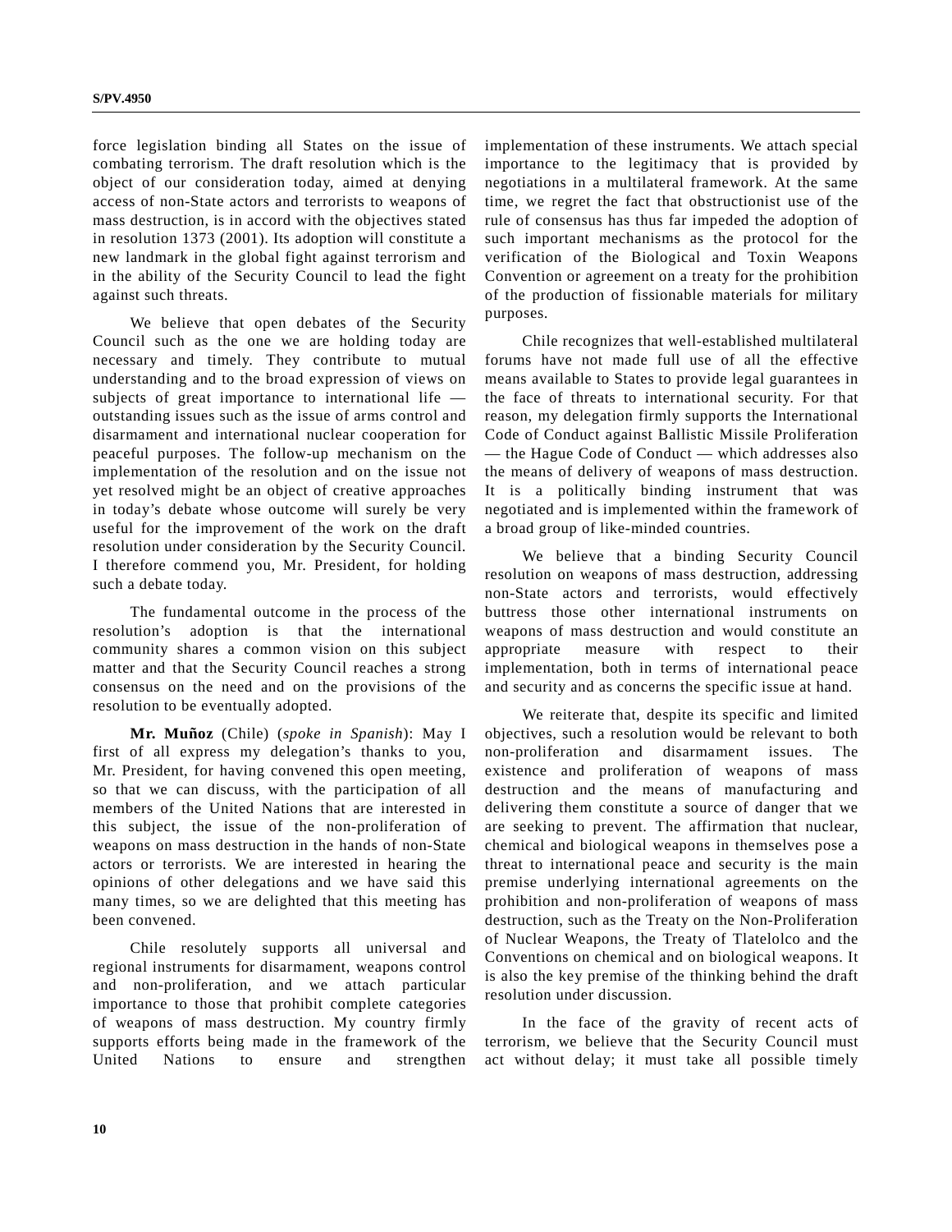force legislation binding all States on the issue of combating terrorism. The draft resolution which is the object of our consideration today, aimed at denying access of non-State actors and terrorists to weapons of mass destruction, is in accord with the objectives stated in resolution 1373 (2001). Its adoption will constitute a new landmark in the global fight against terrorism and in the ability of the Security Council to lead the fight against such threats.

We believe that open debates of the Security Council such as the one we are holding today are necessary and timely. They contribute to mutual understanding and to the broad expression of views on subjects of great importance to international life — outstanding issues such as the issue of arms control and disarmament and international nuclear cooperation for peaceful purposes. The follow-up mechanism on the implementation of the resolution and on the issue not yet resolved might be an object of creative approaches in today's debate whose outcome will surely be very useful for the improvement of the work on the draft resolution under consideration by the Security Council. I therefore commend you, Mr. President, for holding such a debate today.

The fundamental outcome in the process of the resolution's adoption is that the international community shares a common vision on this subject matter and that the Security Council reaches a strong consensus on the need and on the provisions of the resolution to be eventually adopted.

**Mr. Muñoz** (Chile) (*spoke in Spanish*): May I first of all express my delegation's thanks to you, Mr. President, for having convened this open meeting, so that we can discuss, with the participation of all members of the United Nations that are interested in this subject, the issue of the non-proliferation of weapons on mass destruction in the hands of non-State actors or terrorists. We are interested in hearing the opinions of other delegations and we have said this many times, so we are delighted that this meeting has been convened.

Chile resolutely supports all universal and regional instruments for disarmament, weapons control and non-proliferation, and we attach particular importance to those that prohibit complete categories of weapons of mass destruction. My country firmly supports efforts being made in the framework of the United Nations to ensure and strengthen implementation of these instruments. We attach special importance to the legitimacy that is provided by negotiations in a multilateral framework. At the same time, we regret the fact that obstructionist use of the rule of consensus has thus far impeded the adoption of such important mechanisms as the protocol for the verification of the Biological and Toxin Weapons Convention or agreement on a treaty for the prohibition of the production of fissionable materials for military purposes.

Chile recognizes that well-established multilateral forums have not made full use of all the effective means available to States to provide legal guarantees in the face of threats to international security. For that reason, my delegation firmly supports the International Code of Conduct against Ballistic Missile Proliferation — the Hague Code of Conduct — which addresses also the means of delivery of weapons of mass destruction. It is a politically binding instrument that was negotiated and is implemented within the framework of a broad group of like-minded countries.

We believe that a binding Security Council resolution on weapons of mass destruction, addressing non-State actors and terrorists, would effectively buttress those other international instruments on weapons of mass destruction and would constitute an appropriate measure with respect to their implementation, both in terms of international peace and security and as concerns the specific issue at hand.

We reiterate that, despite its specific and limited objectives, such a resolution would be relevant to both non-proliferation and disarmament issues. The existence and proliferation of weapons of mass destruction and the means of manufacturing and delivering them constitute a source of danger that we are seeking to prevent. The affirmation that nuclear, chemical and biological weapons in themselves pose a threat to international peace and security is the main premise underlying international agreements on the prohibition and non-proliferation of weapons of mass destruction, such as the Treaty on the Non-Proliferation of Nuclear Weapons, the Treaty of Tlatelolco and the Conventions on chemical and on biological weapons. It is also the key premise of the thinking behind the draft resolution under discussion.

In the face of the gravity of recent acts of terrorism, we believe that the Security Council must act without delay; it must take all possible timely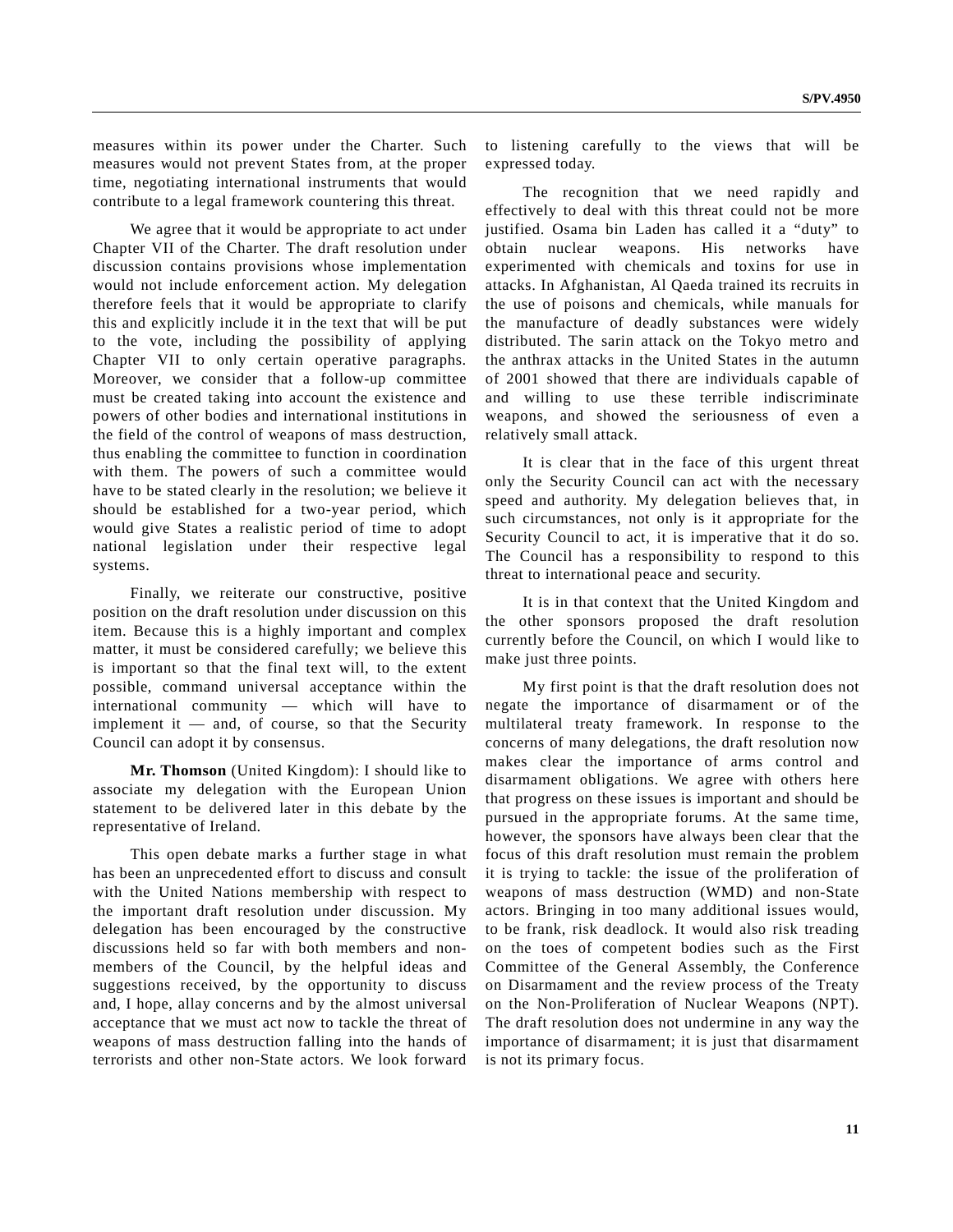measures within its power under the Charter. Such measures would not prevent States from, at the proper time, negotiating international instruments that would contribute to a legal framework countering this threat.

We agree that it would be appropriate to act under Chapter VII of the Charter. The draft resolution under discussion contains provisions whose implementation would not include enforcement action. My delegation therefore feels that it would be appropriate to clarify this and explicitly include it in the text that will be put to the vote, including the possibility of applying Chapter VII to only certain operative paragraphs. Moreover, we consider that a follow-up committee must be created taking into account the existence and powers of other bodies and international institutions in the field of the control of weapons of mass destruction, thus enabling the committee to function in coordination with them. The powers of such a committee would have to be stated clearly in the resolution; we believe it should be established for a two-year period, which would give States a realistic period of time to adopt national legislation under their respective legal systems.

Finally, we reiterate our constructive, positive position on the draft resolution under discussion on this item. Because this is a highly important and complex matter, it must be considered carefully; we believe this is important so that the final text will, to the extent possible, command universal acceptance within the international community — which will have to implement it — and, of course, so that the Security Council can adopt it by consensus.

**Mr. Thomson** (United Kingdom): I should like to associate my delegation with the European Union statement to be delivered later in this debate by the representative of Ireland.

This open debate marks a further stage in what has been an unprecedented effort to discuss and consult with the United Nations membership with respect to the important draft resolution under discussion. My delegation has been encouraged by the constructive discussions held so far with both members and non-members of the Council, by the helpful ideas and suggestions received, by the opportunity to discuss and, I hope, allay concerns and by the almost universal acceptance that we must act now to tackle the threat of weapons of mass destruction falling into the hands of terrorists and other non-State actors. We look forward to listening carefully to the views that will be expressed today.

The recognition that we need rapidly and effectively to deal with this threat could not be more justified. Osama bin Laden has called it a "duty" to obtain nuclear weapons. His networks have experimented with chemicals and toxins for use in attacks. In Afghanistan, Al Qaeda trained its recruits in the use of poisons and chemicals, while manuals for the manufacture of deadly substances were widely distributed. The sarin attack on the Tokyo metro and the anthrax attacks in the United States in the autumn of 2001 showed that there are individuals capable of and willing to use these terrible indiscriminate weapons, and showed the seriousness of even a relatively small attack.

It is clear that in the face of this urgent threat only the Security Council can act with the necessary speed and authority. My delegation believes that, in such circumstances, not only is it appropriate for the Security Council to act, it is imperative that it do so. The Council has a responsibility to respond to this threat to international peace and security.

It is in that context that the United Kingdom and the other sponsors proposed the draft resolution currently before the Council, on which I would like to make just three points.

My first point is that the draft resolution does not negate the importance of disarmament or of the multilateral treaty framework. In response to the concerns of many delegations, the draft resolution now makes clear the importance of arms control and disarmament obligations. We agree with others here that progress on these issues is important and should be pursued in the appropriate forums. At the same time, however, the sponsors have always been clear that the focus of this draft resolution must remain the problem it is trying to tackle: the issue of the proliferation of weapons of mass destruction (WMD) and non-State actors. Bringing in too many additional issues would, to be frank, risk deadlock. It would also risk treading on the toes of competent bodies such as the First Committee of the General Assembly, the Conference on Disarmament and the review process of the Treaty on the Non-Proliferation of Nuclear Weapons (NPT). The draft resolution does not undermine in any way the importance of disarmament; it is just that disarmament is not its primary focus.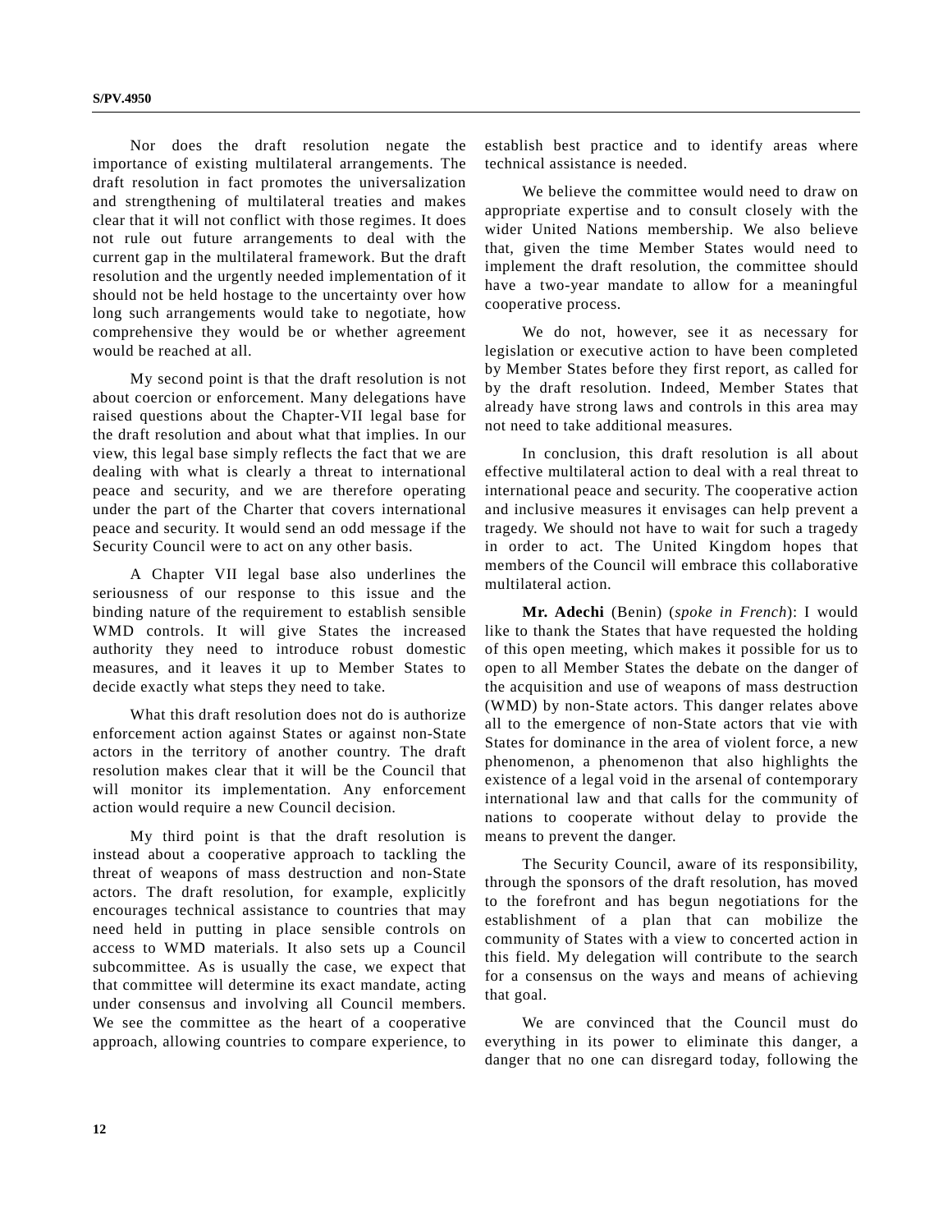Nor does the draft resolution negate the importance of existing multilateral arrangements. The draft resolution in fact promotes the universalization and strengthening of multilateral treaties and makes clear that it will not conflict with those regimes. It does not rule out future arrangements to deal with the current gap in the multilateral framework. But the draft resolution and the urgently needed implementation of it should not be held hostage to the uncertainty over how long such arrangements would take to negotiate, how comprehensive they would be or whether agreement would be reached at all.

My second point is that the draft resolution is not about coercion or enforcement. Many delegations have raised questions about the Chapter-VII legal base for the draft resolution and about what that implies. In our view, this legal base simply reflects the fact that we are dealing with what is clearly a threat to international peace and security, and we are therefore operating under the part of the Charter that covers international peace and security. It would send an odd message if the Security Council were to act on any other basis.

A Chapter VII legal base also underlines the seriousness of our response to this issue and the binding nature of the requirement to establish sensible WMD controls. It will give States the increased authority they need to introduce robust domestic measures, and it leaves it up to Member States to decide exactly what steps they need to take.

What this draft resolution does not do is authorize enforcement action against States or against non-State actors in the territory of another country. The draft resolution makes clear that it will be the Council that will monitor its implementation. Any enforcement action would require a new Council decision.

My third point is that the draft resolution is instead about a cooperative approach to tackling the threat of weapons of mass destruction and non-State actors. The draft resolution, for example, explicitly encourages technical assistance to countries that may need held in putting in place sensible controls on access to WMD materials. It also sets up a Council subcommittee. As is usually the case, we expect that that committee will determine its exact mandate, acting under consensus and involving all Council members. We see the committee as the heart of a cooperative approach, allowing countries to compare experience, to establish best practice and to identify areas where technical assistance is needed.

We believe the committee would need to draw on appropriate expertise and to consult closely with the wider United Nations membership. We also believe that, given the time Member States would need to implement the draft resolution, the committee should have a two-year mandate to allow for a meaningful cooperative process.

We do not, however, see it as necessary for legislation or executive action to have been completed by Member States before they first report, as called for by the draft resolution. Indeed, Member States that already have strong laws and controls in this area may not need to take additional measures.

In conclusion, this draft resolution is all about effective multilateral action to deal with a real threat to international peace and security. The cooperative action and inclusive measures it envisages can help prevent a tragedy. We should not have to wait for such a tragedy in order to act. The United Kingdom hopes that members of the Council will embrace this collaborative multilateral action.

**Mr. Adechi** (Benin) (*spoke in French*): I would like to thank the States that have requested the holding of this open meeting, which makes it possible for us to open to all Member States the debate on the danger of the acquisition and use of weapons of mass destruction (WMD) by non-State actors. This danger relates above all to the emergence of non-State actors that vie with States for dominance in the area of violent force, a new phenomenon, a phenomenon that also highlights the existence of a legal void in the arsenal of contemporary international law and that calls for the community of nations to cooperate without delay to provide the means to prevent the danger.

The Security Council, aware of its responsibility, through the sponsors of the draft resolution, has moved to the forefront and has begun negotiations for the establishment of a plan that can mobilize the community of States with a view to concerted action in this field. My delegation will contribute to the search for a consensus on the ways and means of achieving that goal.

We are convinced that the Council must do everything in its power to eliminate this danger, a danger that no one can disregard today, following the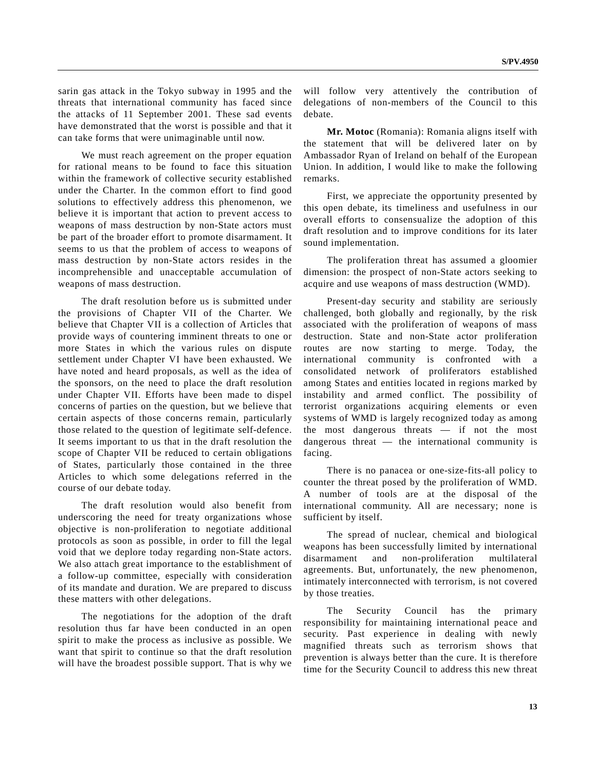sarin gas attack in the Tokyo subway in 1995 and the threats that international community has faced since the attacks of 11 September 2001. These sad events have demonstrated that the worst is possible and that it can take forms that were unimaginable until now.

We must reach agreement on the proper equation for rational means to be found to face this situation within the framework of collective security established under the Charter. In the common effort to find good solutions to effectively address this phenomenon, we believe it is important that action to prevent access to weapons of mass destruction by non-State actors must be part of the broader effort to promote disarmament. It seems to us that the problem of access to weapons of mass destruction by non-State actors resides in the incomprehensible and unacceptable accumulation of weapons of mass destruction.

The draft resolution before us is submitted under the provisions of Chapter VII of the Charter. We believe that Chapter VII is a collection of Articles that provide ways of countering imminent threats to one or more States in which the various rules on dispute settlement under Chapter VI have been exhausted. We have noted and heard proposals, as well as the idea of the sponsors, on the need to place the draft resolution under Chapter VII. Efforts have been made to dispel concerns of parties on the question, but we believe that certain aspects of those concerns remain, particularly those related to the question of legitimate self-defence. It seems important to us that in the draft resolution the scope of Chapter VII be reduced to certain obligations of States, particularly those contained in the three Articles to which some delegations referred in the course of our debate today.

The draft resolution would also benefit from underscoring the need for treaty organizations whose objective is non-proliferation to negotiate additional protocols as soon as possible, in order to fill the legal void that we deplore today regarding non-State actors. We also attach great importance to the establishment of a follow-up committee, especially with consideration of its mandate and duration. We are prepared to discuss these matters with other delegations.

The negotiations for the adoption of the draft resolution thus far have been conducted in an open spirit to make the process as inclusive as possible. We want that spirit to continue so that the draft resolution will have the broadest possible support. That is why we will follow very attentively the contribution of delegations of non-members of the Council to this debate.

**Mr. Motoc** (Romania): Romania aligns itself with the statement that will be delivered later on by Ambassador Ryan of Ireland on behalf of the European Union. In addition, I would like to make the following remarks.

First, we appreciate the opportunity presented by this open debate, its timeliness and usefulness in our overall efforts to consensualize the adoption of this draft resolution and to improve conditions for its later sound implementation.

The proliferation threat has assumed a gloomier dimension: the prospect of non-State actors seeking to acquire and use weapons of mass destruction (WMD).

Present-day security and stability are seriously challenged, both globally and regionally, by the risk associated with the proliferation of weapons of mass destruction. State and non-State actor proliferation routes are now starting to merge. Today, the international community is confronted with a consolidated network of proliferators established among States and entities located in regions marked by instability and armed conflict. The possibility of terrorist organizations acquiring elements or even systems of WMD is largely recognized today as among the most dangerous threats — if not the most dangerous threat — the international community is facing.

There is no panacea or one-size-fits-all policy to counter the threat posed by the proliferation of WMD. A number of tools are at the disposal of the international community. All are necessary; none is sufficient by itself.

The spread of nuclear, chemical and biological weapons has been successfully limited by international disarmament and non-proliferation multilateral agreements. But, unfortunately, the new phenomenon, intimately interconnected with terrorism, is not covered by those treaties.

The Security Council has the primary responsibility for maintaining international peace and security. Past experience in dealing with newly magnified threats such as terrorism shows that prevention is always better than the cure. It is therefore time for the Security Council to address this new threat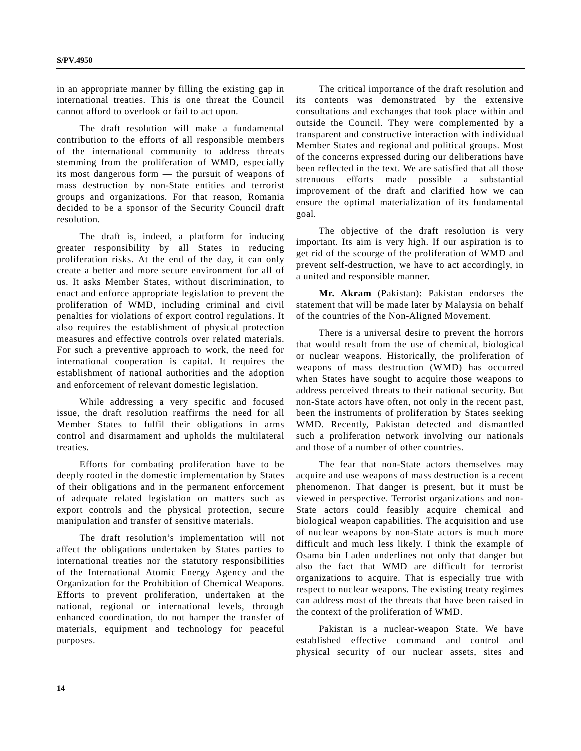in an appropriate manner by filling the existing gap in international treaties. This is one threat the Council cannot afford to overlook or fail to act upon.

The draft resolution will make a fundamental contribution to the efforts of all responsible members of the international community to address threats stemming from the proliferation of WMD, especially its most dangerous form — the pursuit of weapons of mass destruction by non-State entities and terrorist groups and organizations. For that reason, Romania decided to be a sponsor of the Security Council draft resolution.

The draft is, indeed, a platform for inducing greater responsibility by all States in reducing proliferation risks. At the end of the day, it can only create a better and more secure environment for all of us. It asks Member States, without discrimination, to enact and enforce appropriate legislation to prevent the proliferation of WMD, including criminal and civil penalties for violations of export control regulations. It also requires the establishment of physical protection measures and effective controls over related materials. For such a preventive approach to work, the need for international cooperation is capital. It requires the establishment of national authorities and the adoption and enforcement of relevant domestic legislation.

While addressing a very specific and focused issue, the draft resolution reaffirms the need for all Member States to fulfil their obligations in arms control and disarmament and upholds the multilateral treaties.

Efforts for combating proliferation have to be deeply rooted in the domestic implementation by States of their obligations and in the permanent enforcement of adequate related legislation on matters such as export controls and the physical protection, secure manipulation and transfer of sensitive materials.

The draft resolution's implementation will not affect the obligations undertaken by States parties to international treaties nor the statutory responsibilities of the International Atomic Energy Agency and the Organization for the Prohibition of Chemical Weapons. Efforts to prevent proliferation, undertaken at the national, regional or international levels, through enhanced coordination, do not hamper the transfer of materials, equipment and technology for peaceful purposes.

The critical importance of the draft resolution and its contents was demonstrated by the extensive consultations and exchanges that took place within and outside the Council. They were complemented by a transparent and constructive interaction with individual Member States and regional and political groups. Most of the concerns expressed during our deliberations have been reflected in the text. We are satisfied that all those strenuous efforts made possible a substantial improvement of the draft and clarified how we can ensure the optimal materialization of its fundamental goal.

The objective of the draft resolution is very important. Its aim is very high. If our aspiration is to get rid of the scourge of the proliferation of WMD and prevent self-destruction, we have to act accordingly, in a united and responsible manner.

**Mr. Akram** (Pakistan): Pakistan endorses the statement that will be made later by Malaysia on behalf of the countries of the Non-Aligned Movement.

There is a universal desire to prevent the horrors that would result from the use of chemical, biological or nuclear weapons. Historically, the proliferation of weapons of mass destruction (WMD) has occurred when States have sought to acquire those weapons to address perceived threats to their national security. But non-State actors have often, not only in the recent past, been the instruments of proliferation by States seeking WMD. Recently, Pakistan detected and dismantled such a proliferation network involving our nationals and those of a number of other countries.

The fear that non-State actors themselves may acquire and use weapons of mass destruction is a recent phenomenon. That danger is present, but it must be viewed in perspective. Terrorist organizations and non-State actors could feasibly acquire chemical and biological weapon capabilities. The acquisition and use of nuclear weapons by non-State actors is much more difficult and much less likely. I think the example of Osama bin Laden underlines not only that danger but also the fact that WMD are difficult for terrorist organizations to acquire. That is especially true with respect to nuclear weapons. The existing treaty regimes can address most of the threats that have been raised in the context of the proliferation of WMD.

Pakistan is a nuclear-weapon State. We have established effective command and control and physical security of our nuclear assets, sites and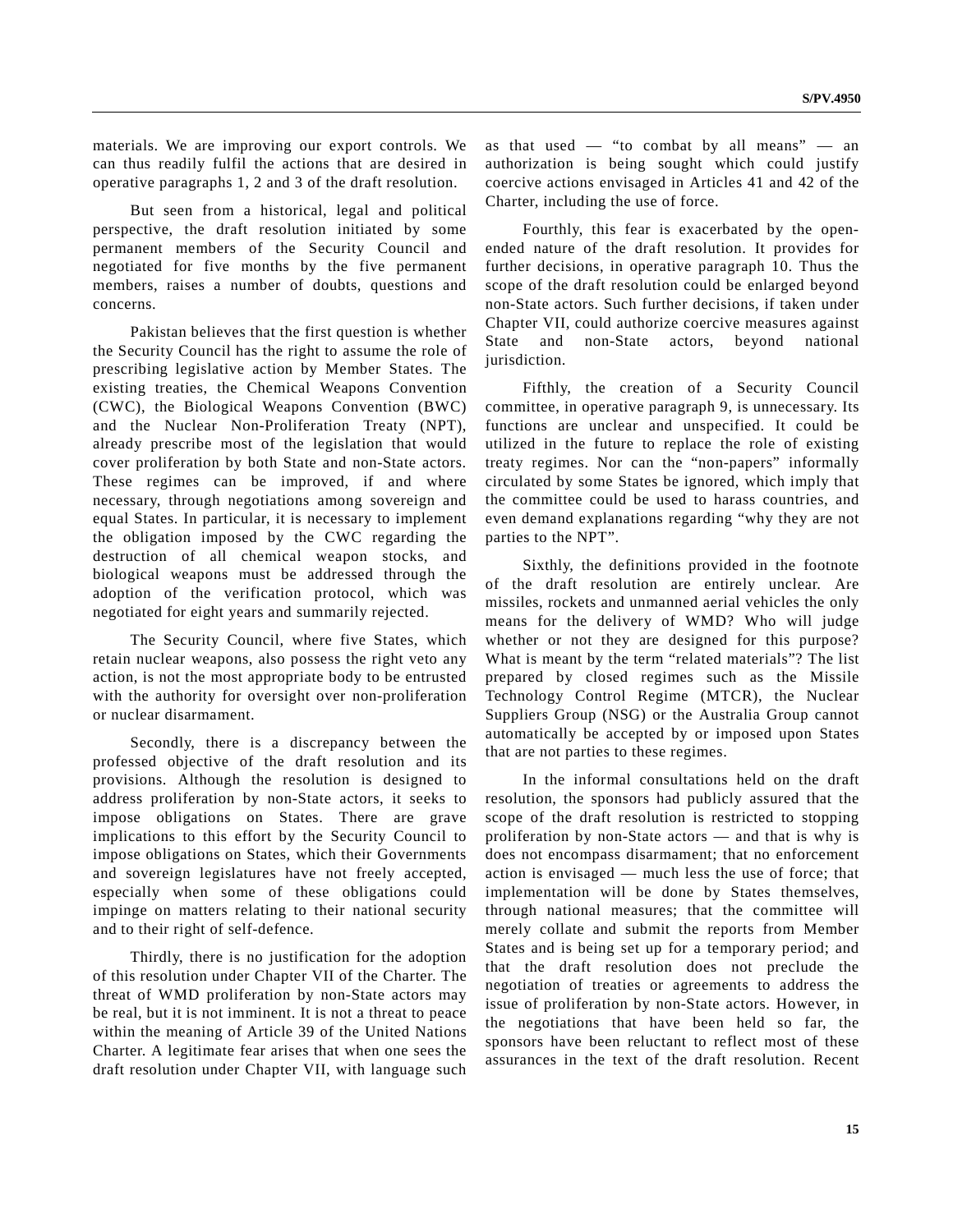materials. We are improving our export controls. We can thus readily fulfil the actions that are desired in operative paragraphs 1, 2 and 3 of the draft resolution.

But seen from a historical, legal and political perspective, the draft resolution initiated by some permanent members of the Security Council and negotiated for five months by the five permanent members, raises a number of doubts, questions and concerns.

Pakistan believes that the first question is whether the Security Council has the right to assume the role of prescribing legislative action by Member States. The existing treaties, the Chemical Weapons Convention (CWC), the Biological Weapons Convention (BWC) and the Nuclear Non-Proliferation Treaty (NPT), already prescribe most of the legislation that would cover proliferation by both State and non-State actors. These regimes can be improved, if and where necessary, through negotiations among sovereign and equal States. In particular, it is necessary to implement the obligation imposed by the CWC regarding the destruction of all chemical weapon stocks, and biological weapons must be addressed through the adoption of the verification protocol, which was negotiated for eight years and summarily rejected.

The Security Council, where five States, which retain nuclear weapons, also possess the right veto any action, is not the most appropriate body to be entrusted with the authority for oversight over non-proliferation or nuclear disarmament.

Secondly, there is a discrepancy between the professed objective of the draft resolution and its provisions. Although the resolution is designed to address proliferation by non-State actors, it seeks to impose obligations on States. There are grave implications to this effort by the Security Council to impose obligations on States, which their Governments and sovereign legislatures have not freely accepted, especially when some of these obligations could impinge on matters relating to their national security and to their right of self-defence.

Thirdly, there is no justification for the adoption of this resolution under Chapter VII of the Charter. The threat of WMD proliferation by non-State actors may be real, but it is not imminent. It is not a threat to peace within the meaning of Article 39 of the United Nations Charter. A legitimate fear arises that when one sees the draft resolution under Chapter VII, with language such as that used — "to combat by all means" — an authorization is being sought which could justify coercive actions envisaged in Articles 41 and 42 of the Charter, including the use of force.

Fourthly, this fear is exacerbated by the open-ended nature of the draft resolution. It provides for further decisions, in operative paragraph 10. Thus the scope of the draft resolution could be enlarged beyond non-State actors. Such further decisions, if taken under Chapter VII, could authorize coercive measures against State and non-State actors, beyond national jurisdiction.

Fifthly, the creation of a Security Council committee, in operative paragraph 9, is unnecessary. Its functions are unclear and unspecified. It could be utilized in the future to replace the role of existing treaty regimes. Nor can the "non-papers" informally circulated by some States be ignored, which imply that the committee could be used to harass countries, and even demand explanations regarding "why they are not parties to the NPT".

Sixthly, the definitions provided in the footnote of the draft resolution are entirely unclear. Are missiles, rockets and unmanned aerial vehicles the only means for the delivery of WMD? Who will judge whether or not they are designed for this purpose? What is meant by the term "related materials"? The list prepared by closed regimes such as the Missile Technology Control Regime (MTCR), the Nuclear Suppliers Group (NSG) or the Australia Group cannot automatically be accepted by or imposed upon States that are not parties to these regimes.

In the informal consultations held on the draft resolution, the sponsors had publicly assured that the scope of the draft resolution is restricted to stopping proliferation by non-State actors — and that is why is does not encompass disarmament; that no enforcement action is envisaged — much less the use of force; that implementation will be done by States themselves, through national measures; that the committee will merely collate and submit the reports from Member States and is being set up for a temporary period; and that the draft resolution does not preclude the negotiation of treaties or agreements to address the issue of proliferation by non-State actors. However, in the negotiations that have been held so far, the sponsors have been reluctant to reflect most of these assurances in the text of the draft resolution. Recent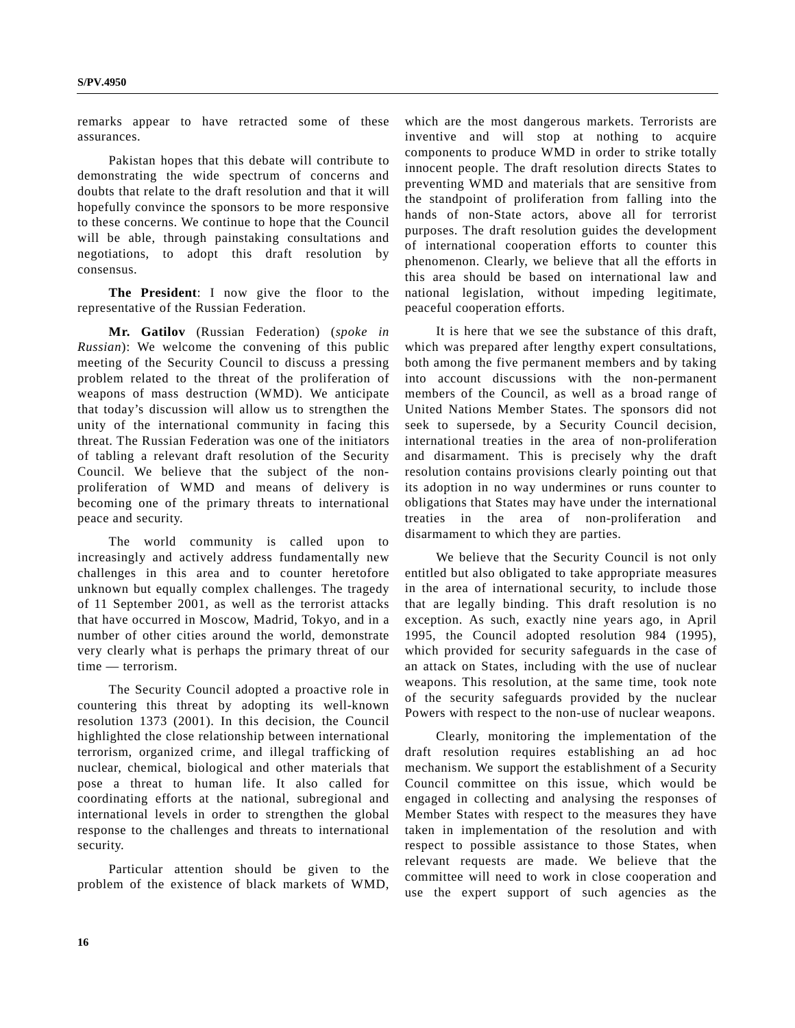remarks appear to have retracted some of these assurances.

Pakistan hopes that this debate will contribute to demonstrating the wide spectrum of concerns and doubts that relate to the draft resolution and that it will hopefully convince the sponsors to be more responsive to these concerns. We continue to hope that the Council will be able, through painstaking consultations and negotiations, to adopt this draft resolution by consensus.

**The President**: I now give the floor to the representative of the Russian Federation.

**Mr. Gatilov** (Russian Federation) (*spoke in Russian*): We welcome the convening of this public meeting of the Security Council to discuss a pressing problem related to the threat of the proliferation of weapons of mass destruction (WMD). We anticipate that today's discussion will allow us to strengthen the unity of the international community in facing this threat. The Russian Federation was one of the initiators of tabling a relevant draft resolution of the Security Council. We believe that the subject of the non-proliferation of WMD and means of delivery is becoming one of the primary threats to international peace and security.

The world community is called upon to increasingly and actively address fundamentally new challenges in this area and to counter heretofore unknown but equally complex challenges. The tragedy of 11 September 2001, as well as the terrorist attacks that have occurred in Moscow, Madrid, Tokyo, and in a number of other cities around the world, demonstrate very clearly what is perhaps the primary threat of our time — terrorism.

The Security Council adopted a proactive role in countering this threat by adopting its well-known resolution 1373 (2001). In this decision, the Council highlighted the close relationship between international terrorism, organized crime, and illegal trafficking of nuclear, chemical, biological and other materials that pose a threat to human life. It also called for coordinating efforts at the national, subregional and international levels in order to strengthen the global response to the challenges and threats to international security.

Particular attention should be given to the problem of the existence of black markets of WMD, which are the most dangerous markets. Terrorists are inventive and will stop at nothing to acquire components to produce WMD in order to strike totally innocent people. The draft resolution directs States to preventing WMD and materials that are sensitive from the standpoint of proliferation from falling into the hands of non-State actors, above all for terrorist purposes. The draft resolution guides the development of international cooperation efforts to counter this phenomenon. Clearly, we believe that all the efforts in this area should be based on international law and national legislation, without impeding legitimate, peaceful cooperation efforts.

It is here that we see the substance of this draft, which was prepared after lengthy expert consultations, both among the five permanent members and by taking into account discussions with the non-permanent members of the Council, as well as a broad range of United Nations Member States. The sponsors did not seek to supersede, by a Security Council decision, international treaties in the area of non-proliferation and disarmament. This is precisely why the draft resolution contains provisions clearly pointing out that its adoption in no way undermines or runs counter to obligations that States may have under the international treaties in the area of non-proliferation and disarmament to which they are parties.

We believe that the Security Council is not only entitled but also obligated to take appropriate measures in the area of international security, to include those that are legally binding. This draft resolution is no exception. As such, exactly nine years ago, in April 1995, the Council adopted resolution 984 (1995), which provided for security safeguards in the case of an attack on States, including with the use of nuclear weapons. This resolution, at the same time, took note of the security safeguards provided by the nuclear Powers with respect to the non-use of nuclear weapons.

Clearly, monitoring the implementation of the draft resolution requires establishing an ad hoc mechanism. We support the establishment of a Security Council committee on this issue, which would be engaged in collecting and analysing the responses of Member States with respect to the measures they have taken in implementation of the resolution and with respect to possible assistance to those States, when relevant requests are made. We believe that the committee will need to work in close cooperation and use the expert support of such agencies as the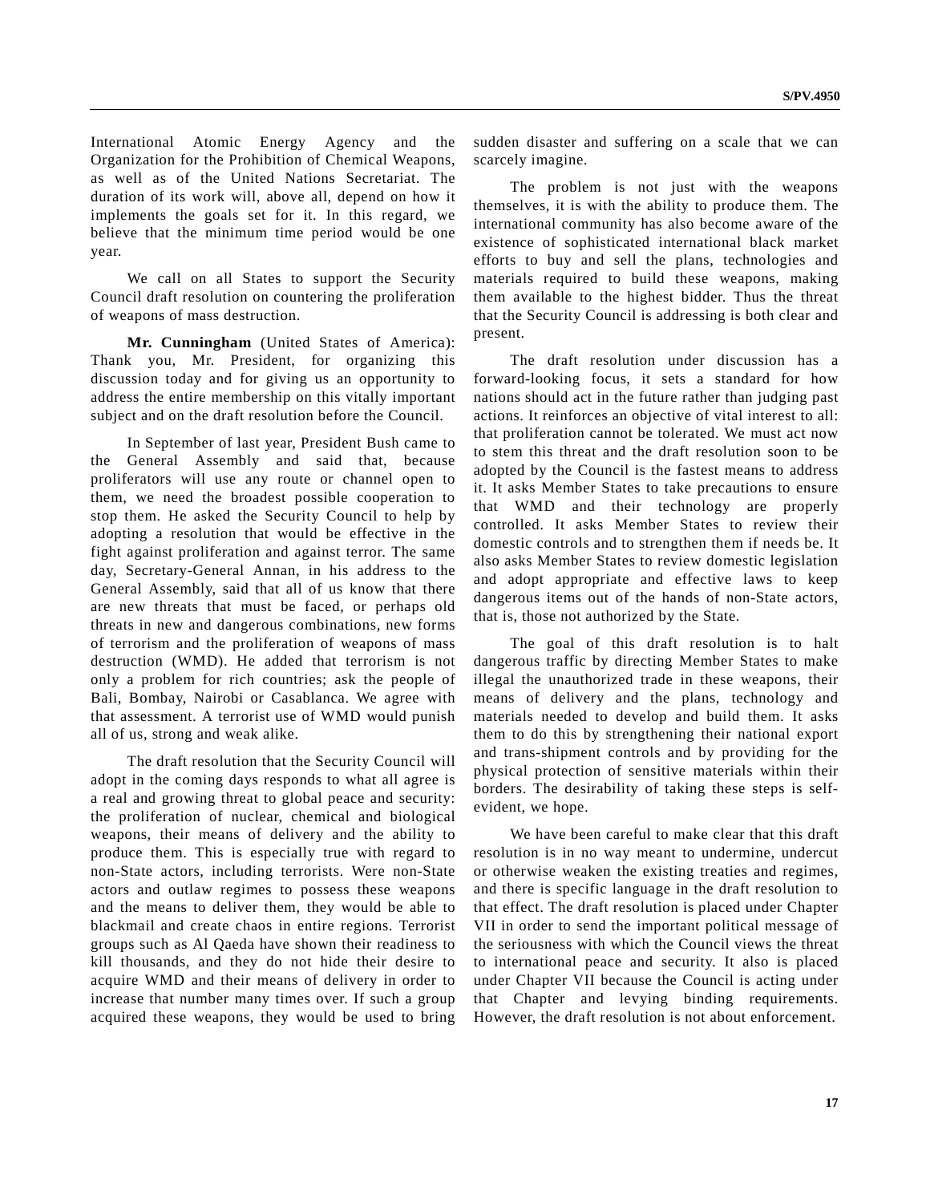International Atomic Energy Agency and the Organization for the Prohibition of Chemical Weapons, as well as of the United Nations Secretariat. The duration of its work will, above all, depend on how it implements the goals set for it. In this regard, we believe that the minimum time period would be one year.

We call on all States to support the Security Council draft resolution on countering the proliferation of weapons of mass destruction.

**Mr. Cunningham** (United States of America): Thank you, Mr. President, for organizing this discussion today and for giving us an opportunity to address the entire membership on this vitally important subject and on the draft resolution before the Council.

In September of last year, President Bush came to the General Assembly and said that, because proliferators will use any route or channel open to them, we need the broadest possible cooperation to stop them. He asked the Security Council to help by adopting a resolution that would be effective in the fight against proliferation and against terror. The same day, Secretary-General Annan, in his address to the General Assembly, said that all of us know that there are new threats that must be faced, or perhaps old threats in new and dangerous combinations, new forms of terrorism and the proliferation of weapons of mass destruction (WMD). He added that terrorism is not only a problem for rich countries; ask the people of Bali, Bombay, Nairobi or Casablanca. We agree with that assessment. A terrorist use of WMD would punish all of us, strong and weak alike.

The draft resolution that the Security Council will adopt in the coming days responds to what all agree is a real and growing threat to global peace and security: the proliferation of nuclear, chemical and biological weapons, their means of delivery and the ability to produce them. This is especially true with regard to non-State actors, including terrorists. Were non-State actors and outlaw regimes to possess these weapons and the means to deliver them, they would be able to blackmail and create chaos in entire regions. Terrorist groups such as Al Qaeda have shown their readiness to kill thousands, and they do not hide their desire to acquire WMD and their means of delivery in order to increase that number many times over. If such a group acquired these weapons, they would be used to bring sudden disaster and suffering on a scale that we can scarcely imagine.

The problem is not just with the weapons themselves, it is with the ability to produce them. The international community has also become aware of the existence of sophisticated international black market efforts to buy and sell the plans, technologies and materials required to build these weapons, making them available to the highest bidder. Thus the threat that the Security Council is addressing is both clear and present.

The draft resolution under discussion has a forward-looking focus, it sets a standard for how nations should act in the future rather than judging past actions. It reinforces an objective of vital interest to all: that proliferation cannot be tolerated. We must act now to stem this threat and the draft resolution soon to be adopted by the Council is the fastest means to address it. It asks Member States to take precautions to ensure that WMD and their technology are properly controlled. It asks Member States to review their domestic controls and to strengthen them if needs be. It also asks Member States to review domestic legislation and adopt appropriate and effective laws to keep dangerous items out of the hands of non-State actors, that is, those not authorized by the State.

The goal of this draft resolution is to halt dangerous traffic by directing Member States to make illegal the unauthorized trade in these weapons, their means of delivery and the plans, technology and materials needed to develop and build them. It asks them to do this by strengthening their national export and trans-shipment controls and by providing for the physical protection of sensitive materials within their borders. The desirability of taking these steps is self-evident, we hope.

We have been careful to make clear that this draft resolution is in no way meant to undermine, undercut or otherwise weaken the existing treaties and regimes, and there is specific language in the draft resolution to that effect. The draft resolution is placed under Chapter VII in order to send the important political message of the seriousness with which the Council views the threat to international peace and security. It also is placed under Chapter VII because the Council is acting under that Chapter and levying binding requirements. However, the draft resolution is not about enforcement.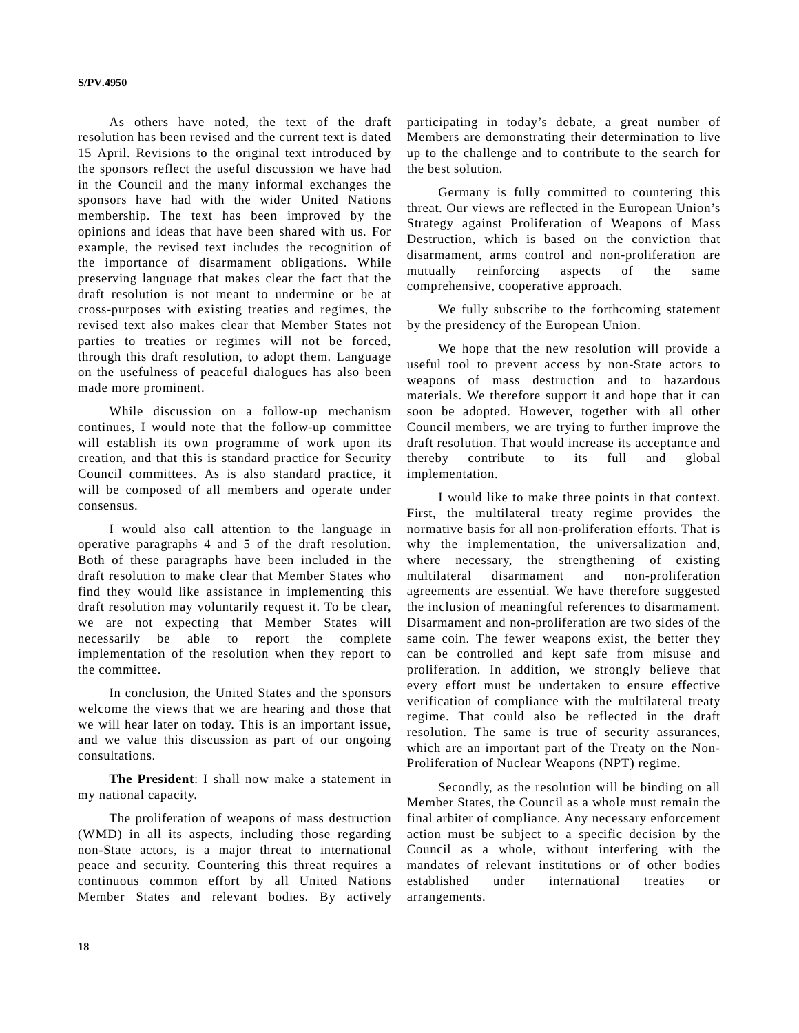As others have noted, the text of the draft resolution has been revised and the current text is dated 15 April. Revisions to the original text introduced by the sponsors reflect the useful discussion we have had in the Council and the many informal exchanges the sponsors have had with the wider United Nations membership. The text has been improved by the opinions and ideas that have been shared with us. For example, the revised text includes the recognition of the importance of disarmament obligations. While preserving language that makes clear the fact that the draft resolution is not meant to undermine or be at cross-purposes with existing treaties and regimes, the revised text also makes clear that Member States not parties to treaties or regimes will not be forced, through this draft resolution, to adopt them. Language on the usefulness of peaceful dialogues has also been made more prominent.

While discussion on a follow-up mechanism continues, I would note that the follow-up committee will establish its own programme of work upon its creation, and that this is standard practice for Security Council committees. As is also standard practice, it will be composed of all members and operate under consensus.

I would also call attention to the language in operative paragraphs 4 and 5 of the draft resolution. Both of these paragraphs have been included in the draft resolution to make clear that Member States who find they would like assistance in implementing this draft resolution may voluntarily request it. To be clear, we are not expecting that Member States will necessarily be able to report the complete implementation of the resolution when they report to the committee.

In conclusion, the United States and the sponsors welcome the views that we are hearing and those that we will hear later on today. This is an important issue, and we value this discussion as part of our ongoing consultations.

**The President**: I shall now make a statement in my national capacity.

The proliferation of weapons of mass destruction (WMD) in all its aspects, including those regarding non-State actors, is a major threat to international peace and security. Countering this threat requires a continuous common effort by all United Nations Member States and relevant bodies. By actively participating in today's debate, a great number of Members are demonstrating their determination to live up to the challenge and to contribute to the search for the best solution.

Germany is fully committed to countering this threat. Our views are reflected in the European Union's Strategy against Proliferation of Weapons of Mass Destruction, which is based on the conviction that disarmament, arms control and non-proliferation are mutually reinforcing aspects of the same comprehensive, cooperative approach.

We fully subscribe to the forthcoming statement by the presidency of the European Union.

We hope that the new resolution will provide a useful tool to prevent access by non-State actors to weapons of mass destruction and to hazardous materials. We therefore support it and hope that it can soon be adopted. However, together with all other Council members, we are trying to further improve the draft resolution. That would increase its acceptance and thereby contribute to its full and global implementation.

I would like to make three points in that context. First, the multilateral treaty regime provides the normative basis for all non-proliferation efforts. That is why the implementation, the universalization and, where necessary, the strengthening of existing multilateral disarmament and non-proliferation agreements are essential. We have therefore suggested the inclusion of meaningful references to disarmament. Disarmament and non-proliferation are two sides of the same coin. The fewer weapons exist, the better they can be controlled and kept safe from misuse and proliferation. In addition, we strongly believe that every effort must be undertaken to ensure effective verification of compliance with the multilateral treaty regime. That could also be reflected in the draft resolution. The same is true of security assurances, which are an important part of the Treaty on the Non-Proliferation of Nuclear Weapons (NPT) regime.

Secondly, as the resolution will be binding on all Member States, the Council as a whole must remain the final arbiter of compliance. Any necessary enforcement action must be subject to a specific decision by the Council as a whole, without interfering with the mandates of relevant institutions or of other bodies established under international treaties or arrangements.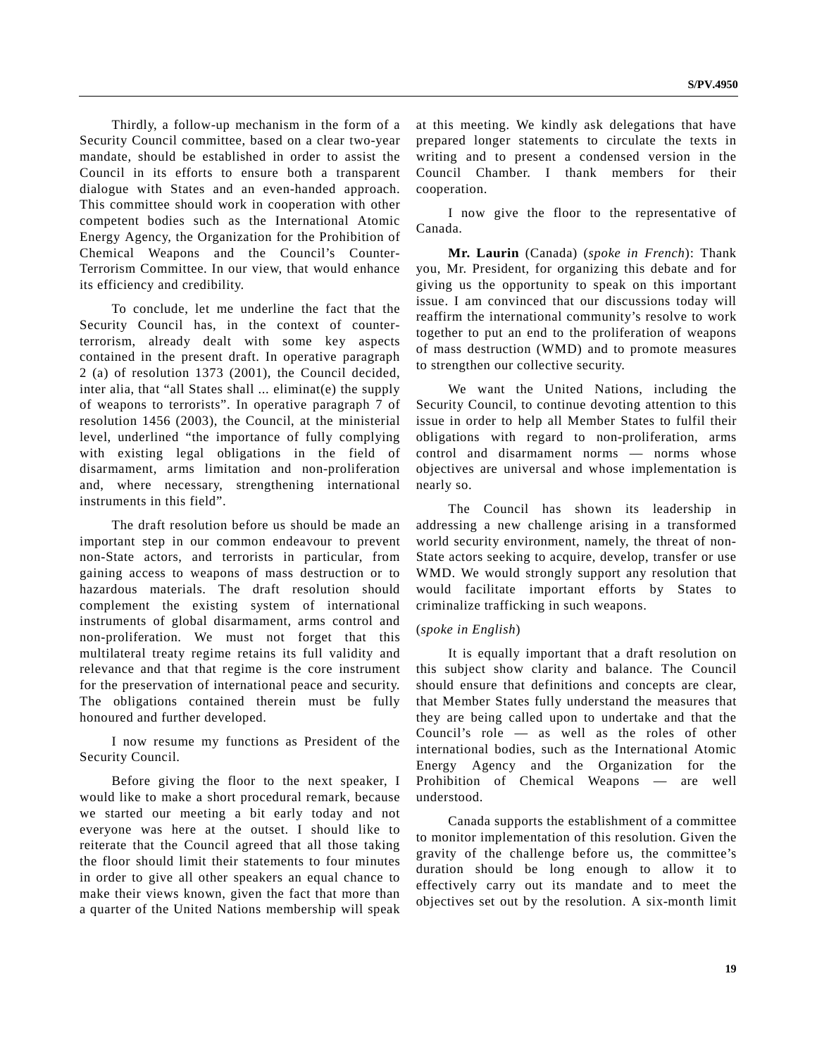Thirdly, a follow-up mechanism in the form of a Security Council committee, based on a clear two-year mandate, should be established in order to assist the Council in its efforts to ensure both a transparent dialogue with States and an even-handed approach. This committee should work in cooperation with other competent bodies such as the International Atomic Energy Agency, the Organization for the Prohibition of Chemical Weapons and the Council's Counter-Terrorism Committee. In our view, that would enhance its efficiency and credibility.

To conclude, let me underline the fact that the Security Council has, in the context of counter-terrorism, already dealt with some key aspects contained in the present draft. In operative paragraph 2 (a) of resolution 1373 (2001), the Council decided, inter alia, that "all States shall ... eliminat(e) the supply of weapons to terrorists". In operative paragraph 7 of resolution 1456 (2003), the Council, at the ministerial level, underlined "the importance of fully complying with existing legal obligations in the field of disarmament, arms limitation and non-proliferation and, where necessary, strengthening international instruments in this field".

The draft resolution before us should be made an important step in our common endeavour to prevent non-State actors, and terrorists in particular, from gaining access to weapons of mass destruction or to hazardous materials. The draft resolution should complement the existing system of international instruments of global disarmament, arms control and non-proliferation. We must not forget that this multilateral treaty regime retains its full validity and relevance and that that regime is the core instrument for the preservation of international peace and security. The obligations contained therein must be fully honoured and further developed.

I now resume my functions as President of the Security Council.

Before giving the floor to the next speaker, I would like to make a short procedural remark, because we started our meeting a bit early today and not everyone was here at the outset. I should like to reiterate that the Council agreed that all those taking the floor should limit their statements to four minutes in order to give all other speakers an equal chance to make their views known, given the fact that more than a quarter of the United Nations membership will speak at this meeting. We kindly ask delegations that have prepared longer statements to circulate the texts in writing and to present a condensed version in the Council Chamber. I thank members for their cooperation.

I now give the floor to the representative of Canada.

**Mr. Laurin** (Canada) (*spoke in French*): Thank you, Mr. President, for organizing this debate and for giving us the opportunity to speak on this important issue. I am convinced that our discussions today will reaffirm the international community's resolve to work together to put an end to the proliferation of weapons of mass destruction (WMD) and to promote measures to strengthen our collective security.

We want the United Nations, including the Security Council, to continue devoting attention to this issue in order to help all Member States to fulfil their obligations with regard to non-proliferation, arms control and disarmament norms — norms whose objectives are universal and whose implementation is nearly so.

The Council has shown its leadership in addressing a new challenge arising in a transformed world security environment, namely, the threat of non-State actors seeking to acquire, develop, transfer or use WMD. We would strongly support any resolution that would facilitate important efforts by States to criminalize trafficking in such weapons.

(*spoke in English*)

It is equally important that a draft resolution on this subject show clarity and balance. The Council should ensure that definitions and concepts are clear, that Member States fully understand the measures that they are being called upon to undertake and that the Council's role — as well as the roles of other international bodies, such as the International Atomic Energy Agency and the Organization for the Prohibition of Chemical Weapons — are well understood.

Canada supports the establishment of a committee to monitor implementation of this resolution. Given the gravity of the challenge before us, the committee's duration should be long enough to allow it to effectively carry out its mandate and to meet the objectives set out by the resolution. A six-month limit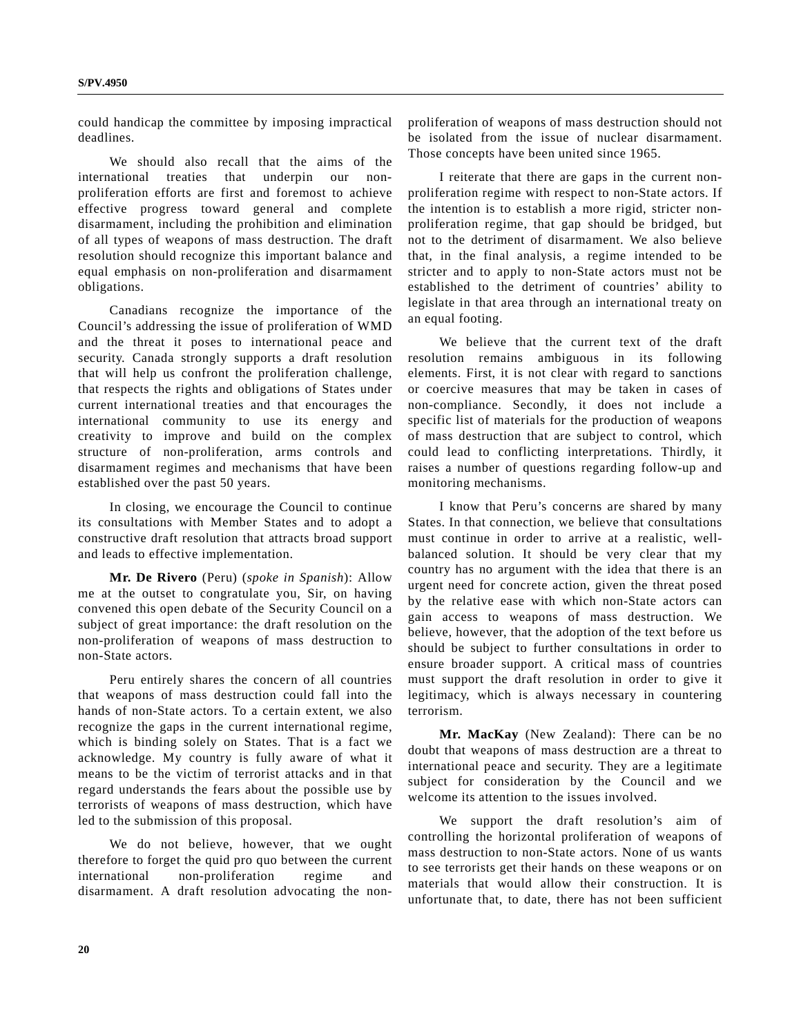could handicap the committee by imposing impractical deadlines.

We should also recall that the aims of the international treaties that underpin our non-proliferation efforts are first and foremost to achieve effective progress toward general and complete disarmament, including the prohibition and elimination of all types of weapons of mass destruction. The draft resolution should recognize this important balance and equal emphasis on non-proliferation and disarmament obligations.

Canadians recognize the importance of the Council's addressing the issue of proliferation of WMD and the threat it poses to international peace and security. Canada strongly supports a draft resolution that will help us confront the proliferation challenge, that respects the rights and obligations of States under current international treaties and that encourages the international community to use its energy and creativity to improve and build on the complex structure of non-proliferation, arms controls and disarmament regimes and mechanisms that have been established over the past 50 years.

In closing, we encourage the Council to continue its consultations with Member States and to adopt a constructive draft resolution that attracts broad support and leads to effective implementation.

**Mr. De Rivero** (Peru) (*spoke in Spanish*): Allow me at the outset to congratulate you, Sir, on having convened this open debate of the Security Council on a subject of great importance: the draft resolution on the non-proliferation of weapons of mass destruction to non-State actors.

Peru entirely shares the concern of all countries that weapons of mass destruction could fall into the hands of non-State actors. To a certain extent, we also recognize the gaps in the current international regime, which is binding solely on States. That is a fact we acknowledge. My country is fully aware of what it means to be the victim of terrorist attacks and in that regard understands the fears about the possible use by terrorists of weapons of mass destruction, which have led to the submission of this proposal.

We do not believe, however, that we ought therefore to forget the quid pro quo between the current international non-proliferation regime and disarmament. A draft resolution advocating the non-proliferation of weapons of mass destruction should not be isolated from the issue of nuclear disarmament. Those concepts have been united since 1965.

I reiterate that there are gaps in the current non-proliferation regime with respect to non-State actors. If the intention is to establish a more rigid, stricter non-proliferation regime, that gap should be bridged, but not to the detriment of disarmament. We also believe that, in the final analysis, a regime intended to be stricter and to apply to non-State actors must not be established to the detriment of countries' ability to legislate in that area through an international treaty on an equal footing.

We believe that the current text of the draft resolution remains ambiguous in its following elements. First, it is not clear with regard to sanctions or coercive measures that may be taken in cases of non-compliance. Secondly, it does not include a specific list of materials for the production of weapons of mass destruction that are subject to control, which could lead to conflicting interpretations. Thirdly, it raises a number of questions regarding follow-up and monitoring mechanisms.

I know that Peru's concerns are shared by many States. In that connection, we believe that consultations must continue in order to arrive at a realistic, well-balanced solution. It should be very clear that my country has no argument with the idea that there is an urgent need for concrete action, given the threat posed by the relative ease with which non-State actors can gain access to weapons of mass destruction. We believe, however, that the adoption of the text before us should be subject to further consultations in order to ensure broader support. A critical mass of countries must support the draft resolution in order to give it legitimacy, which is always necessary in countering terrorism.

**Mr. MacKay** (New Zealand): There can be no doubt that weapons of mass destruction are a threat to international peace and security. They are a legitimate subject for consideration by the Council and we welcome its attention to the issues involved.

We support the draft resolution's aim of controlling the horizontal proliferation of weapons of mass destruction to non-State actors. None of us wants to see terrorists get their hands on these weapons or on materials that would allow their construction. It is unfortunate that, to date, there has not been sufficient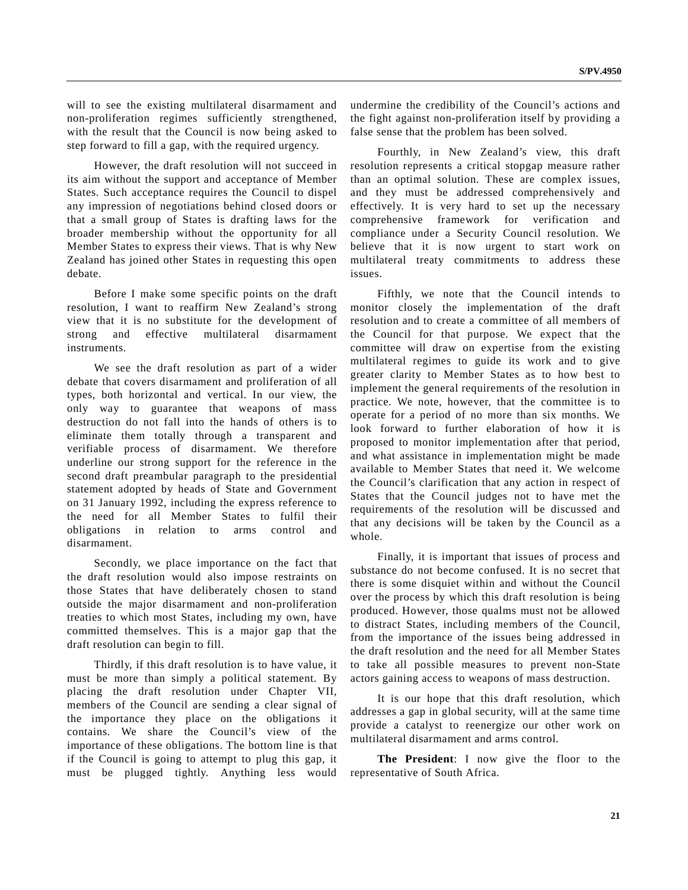will to see the existing multilateral disarmament and non-proliferation regimes sufficiently strengthened, with the result that the Council is now being asked to step forward to fill a gap, with the required urgency.

However, the draft resolution will not succeed in its aim without the support and acceptance of Member States. Such acceptance requires the Council to dispel any impression of negotiations behind closed doors or that a small group of States is drafting laws for the broader membership without the opportunity for all Member States to express their views. That is why New Zealand has joined other States in requesting this open debate.

Before I make some specific points on the draft resolution, I want to reaffirm New Zealand's strong view that it is no substitute for the development of strong and effective multilateral disarmament instruments.

We see the draft resolution as part of a wider debate that covers disarmament and proliferation of all types, both horizontal and vertical. In our view, the only way to guarantee that weapons of mass destruction do not fall into the hands of others is to eliminate them totally through a transparent and verifiable process of disarmament. We therefore underline our strong support for the reference in the second draft preambular paragraph to the presidential statement adopted by heads of State and Government on 31 January 1992, including the express reference to the need for all Member States to fulfil their obligations in relation to arms control and disarmament.

Secondly, we place importance on the fact that the draft resolution would also impose restraints on those States that have deliberately chosen to stand outside the major disarmament and non-proliferation treaties to which most States, including my own, have committed themselves. This is a major gap that the draft resolution can begin to fill.

Thirdly, if this draft resolution is to have value, it must be more than simply a political statement. By placing the draft resolution under Chapter VII, members of the Council are sending a clear signal of the importance they place on the obligations it contains. We share the Council's view of the importance of these obligations. The bottom line is that if the Council is going to attempt to plug this gap, it must be plugged tightly. Anything less would undermine the credibility of the Council's actions and the fight against non-proliferation itself by providing a false sense that the problem has been solved.

Fourthly, in New Zealand's view, this draft resolution represents a critical stopgap measure rather than an optimal solution. These are complex issues, and they must be addressed comprehensively and effectively. It is very hard to set up the necessary comprehensive framework for verification and compliance under a Security Council resolution. We believe that it is now urgent to start work on multilateral treaty commitments to address these issues.

Fifthly, we note that the Council intends to monitor closely the implementation of the draft resolution and to create a committee of all members of the Council for that purpose. We expect that the committee will draw on expertise from the existing multilateral regimes to guide its work and to give greater clarity to Member States as to how best to implement the general requirements of the resolution in practice. We note, however, that the committee is to operate for a period of no more than six months. We look forward to further elaboration of how it is proposed to monitor implementation after that period, and what assistance in implementation might be made available to Member States that need it. We welcome the Council's clarification that any action in respect of States that the Council judges not to have met the requirements of the resolution will be discussed and that any decisions will be taken by the Council as a whole.

Finally, it is important that issues of process and substance do not become confused. It is no secret that there is some disquiet within and without the Council over the process by which this draft resolution is being produced. However, those qualms must not be allowed to distract States, including members of the Council, from the importance of the issues being addressed in the draft resolution and the need for all Member States to take all possible measures to prevent non-State actors gaining access to weapons of mass destruction.

It is our hope that this draft resolution, which addresses a gap in global security, will at the same time provide a catalyst to reenergize our other work on multilateral disarmament and arms control.

**The President**: I now give the floor to the representative of South Africa.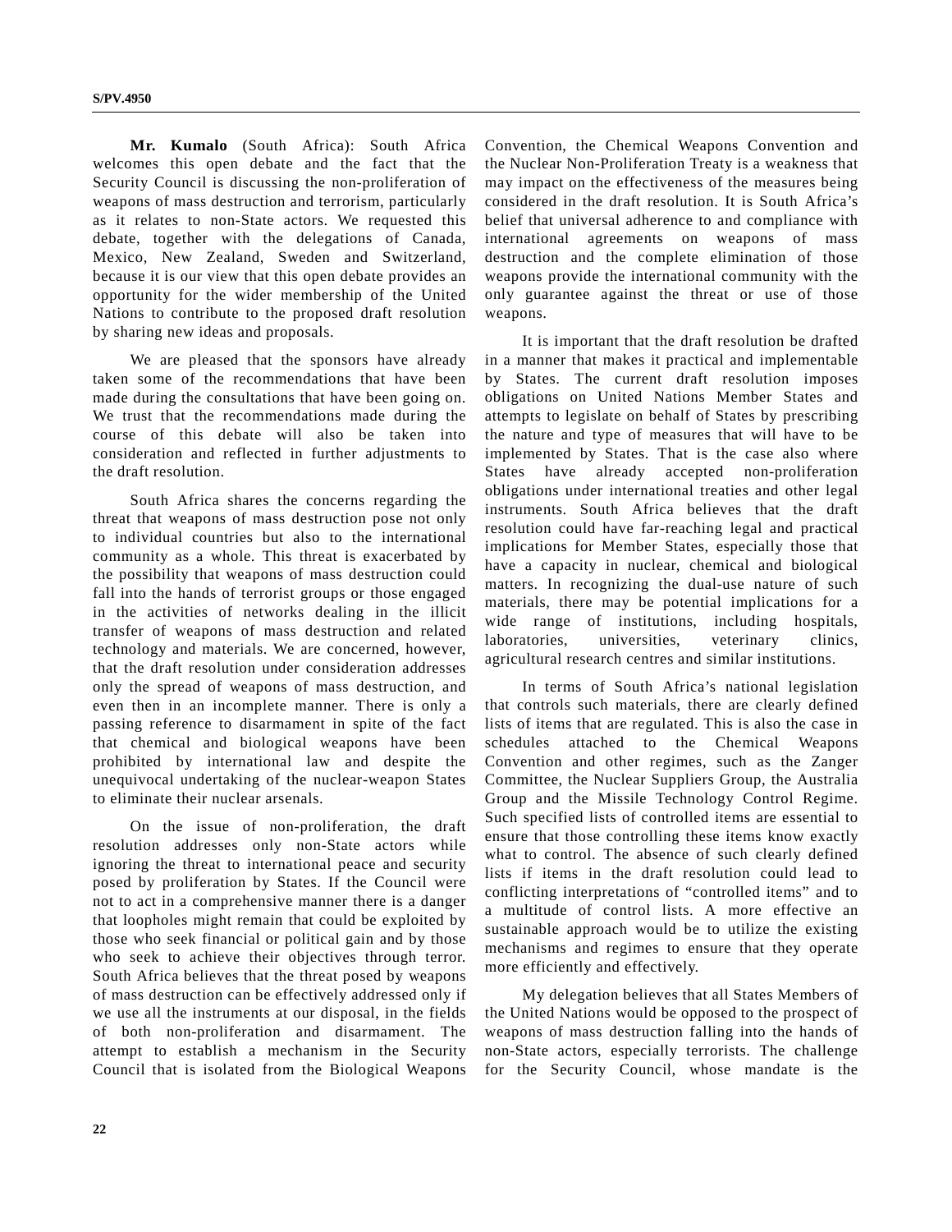**Mr. Kumalo** (South Africa): South Africa welcomes this open debate and the fact that the Security Council is discussing the non-proliferation of weapons of mass destruction and terrorism, particularly as it relates to non-State actors. We requested this debate, together with the delegations of Canada, Mexico, New Zealand, Sweden and Switzerland, because it is our view that this open debate provides an opportunity for the wider membership of the United Nations to contribute to the proposed draft resolution by sharing new ideas and proposals.

We are pleased that the sponsors have already taken some of the recommendations that have been made during the consultations that have been going on. We trust that the recommendations made during the course of this debate will also be taken into consideration and reflected in further adjustments to the draft resolution.

South Africa shares the concerns regarding the threat that weapons of mass destruction pose not only to individual countries but also to the international community as a whole. This threat is exacerbated by the possibility that weapons of mass destruction could fall into the hands of terrorist groups or those engaged in the activities of networks dealing in the illicit transfer of weapons of mass destruction and related technology and materials. We are concerned, however, that the draft resolution under consideration addresses only the spread of weapons of mass destruction, and even then in an incomplete manner. There is only a passing reference to disarmament in spite of the fact that chemical and biological weapons have been prohibited by international law and despite the unequivocal undertaking of the nuclear-weapon States to eliminate their nuclear arsenals.

On the issue of non-proliferation, the draft resolution addresses only non-State actors while ignoring the threat to international peace and security posed by proliferation by States. If the Council were not to act in a comprehensive manner there is a danger that loopholes might remain that could be exploited by those who seek financial or political gain and by those who seek to achieve their objectives through terror. South Africa believes that the threat posed by weapons of mass destruction can be effectively addressed only if we use all the instruments at our disposal, in the fields of both non-proliferation and disarmament. The attempt to establish a mechanism in the Security Council that is isolated from the Biological Weapons Convention, the Chemical Weapons Convention and the Nuclear Non-Proliferation Treaty is a weakness that may impact on the effectiveness of the measures being considered in the draft resolution. It is South Africa's belief that universal adherence to and compliance with international agreements on weapons of mass destruction and the complete elimination of those weapons provide the international community with the only guarantee against the threat or use of those weapons.

It is important that the draft resolution be drafted in a manner that makes it practical and implementable by States. The current draft resolution imposes obligations on United Nations Member States and attempts to legislate on behalf of States by prescribing the nature and type of measures that will have to be implemented by States. That is the case also where States have already accepted non-proliferation obligations under international treaties and other legal instruments. South Africa believes that the draft resolution could have far-reaching legal and practical implications for Member States, especially those that have a capacity in nuclear, chemical and biological matters. In recognizing the dual-use nature of such materials, there may be potential implications for a wide range of institutions, including hospitals, laboratories, universities, veterinary clinics, agricultural research centres and similar institutions.

In terms of South Africa's national legislation that controls such materials, there are clearly defined lists of items that are regulated. This is also the case in schedules attached to the Chemical Weapons Convention and other regimes, such as the Zanger Committee, the Nuclear Suppliers Group, the Australia Group and the Missile Technology Control Regime. Such specified lists of controlled items are essential to ensure that those controlling these items know exactly what to control. The absence of such clearly defined lists if items in the draft resolution could lead to conflicting interpretations of "controlled items" and to a multitude of control lists. A more effective an sustainable approach would be to utilize the existing mechanisms and regimes to ensure that they operate more efficiently and effectively.

My delegation believes that all States Members of the United Nations would be opposed to the prospect of weapons of mass destruction falling into the hands of non-State actors, especially terrorists. The challenge for the Security Council, whose mandate is the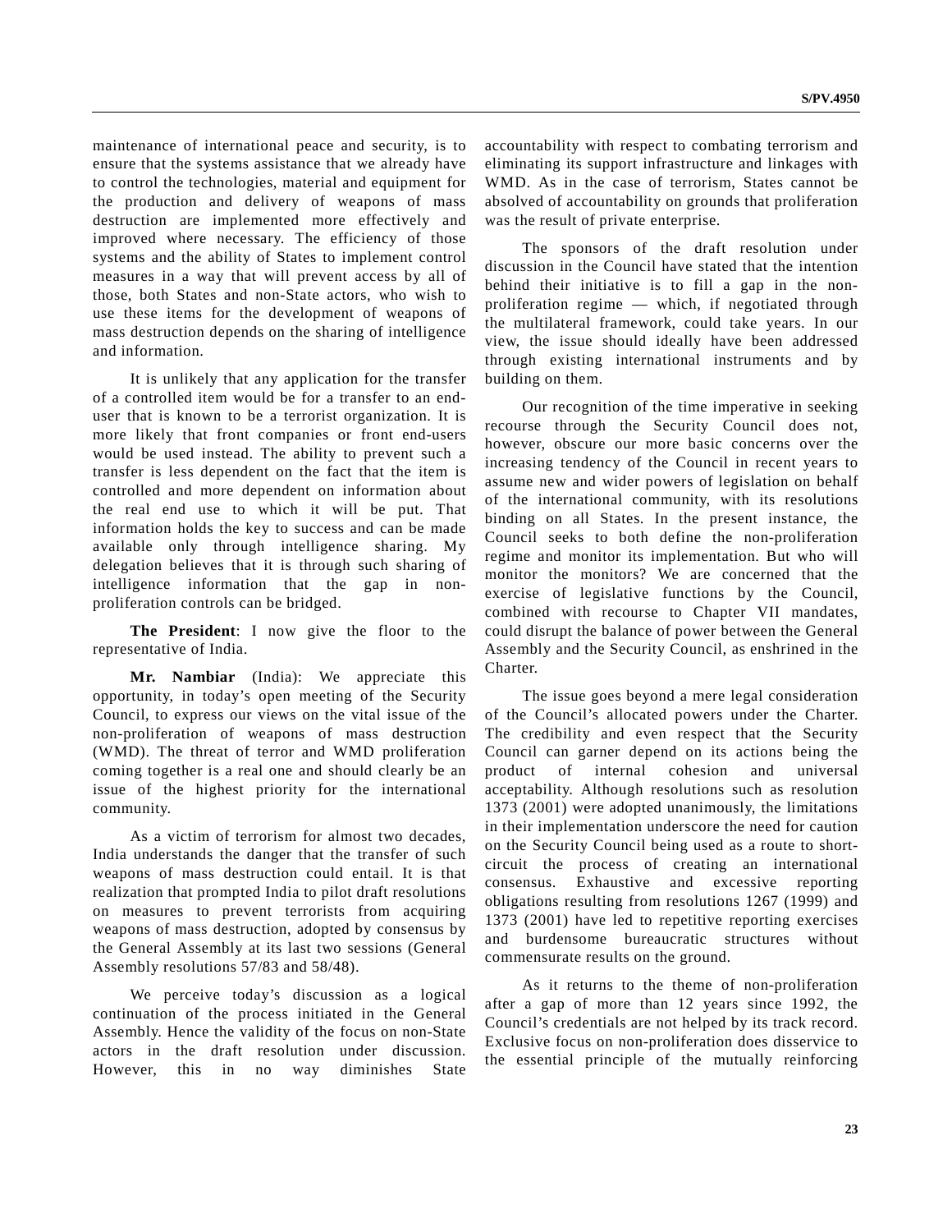maintenance of international peace and security, is to ensure that the systems assistance that we already have to control the technologies, material and equipment for the production and delivery of weapons of mass destruction are implemented more effectively and improved where necessary. The efficiency of those systems and the ability of States to implement control measures in a way that will prevent access by all of those, both States and non-State actors, who wish to use these items for the development of weapons of mass destruction depends on the sharing of intelligence and information.

It is unlikely that any application for the transfer of a controlled item would be for a transfer to an end-user that is known to be a terrorist organization. It is more likely that front companies or front end-users would be used instead. The ability to prevent such a transfer is less dependent on the fact that the item is controlled and more dependent on information about the real end use to which it will be put. That information holds the key to success and can be made available only through intelligence sharing. My delegation believes that it is through such sharing of intelligence information that the gap in non-proliferation controls can be bridged.

**The President**: I now give the floor to the representative of India.

**Mr. Nambiar** (India): We appreciate this opportunity, in today's open meeting of the Security Council, to express our views on the vital issue of the non-proliferation of weapons of mass destruction (WMD). The threat of terror and WMD proliferation coming together is a real one and should clearly be an issue of the highest priority for the international community.

As a victim of terrorism for almost two decades, India understands the danger that the transfer of such weapons of mass destruction could entail. It is that realization that prompted India to pilot draft resolutions on measures to prevent terrorists from acquiring weapons of mass destruction, adopted by consensus by the General Assembly at its last two sessions (General Assembly resolutions 57/83 and 58/48).

We perceive today's discussion as a logical continuation of the process initiated in the General Assembly. Hence the validity of the focus on non-State actors in the draft resolution under discussion. However, this in no way diminishes State accountability with respect to combating terrorism and eliminating its support infrastructure and linkages with WMD. As in the case of terrorism, States cannot be absolved of accountability on grounds that proliferation was the result of private enterprise.

The sponsors of the draft resolution under discussion in the Council have stated that the intention behind their initiative is to fill a gap in the non-proliferation regime — which, if negotiated through the multilateral framework, could take years. In our view, the issue should ideally have been addressed through existing international instruments and by building on them.

Our recognition of the time imperative in seeking recourse through the Security Council does not, however, obscure our more basic concerns over the increasing tendency of the Council in recent years to assume new and wider powers of legislation on behalf of the international community, with its resolutions binding on all States. In the present instance, the Council seeks to both define the non-proliferation regime and monitor its implementation. But who will monitor the monitors? We are concerned that the exercise of legislative functions by the Council, combined with recourse to Chapter VII mandates, could disrupt the balance of power between the General Assembly and the Security Council, as enshrined in the Charter.

The issue goes beyond a mere legal consideration of the Council's allocated powers under the Charter. The credibility and even respect that the Security Council can garner depend on its actions being the product of internal cohesion and universal acceptability. Although resolutions such as resolution 1373 (2001) were adopted unanimously, the limitations in their implementation underscore the need for caution on the Security Council being used as a route to short-circuit the process of creating an international consensus. Exhaustive and excessive reporting obligations resulting from resolutions 1267 (1999) and 1373 (2001) have led to repetitive reporting exercises and burdensome bureaucratic structures without commensurate results on the ground.

As it returns to the theme of non-proliferation after a gap of more than 12 years since 1992, the Council's credentials are not helped by its track record. Exclusive focus on non-proliferation does disservice to the essential principle of the mutually reinforcing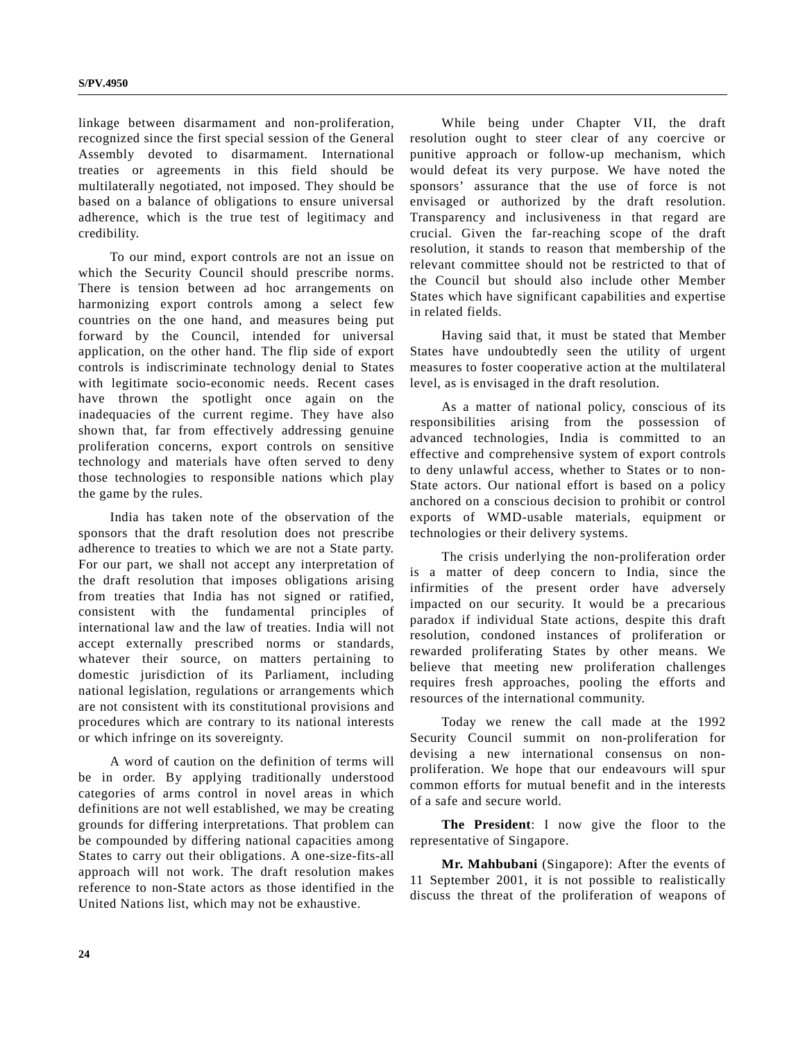linkage between disarmament and non-proliferation, recognized since the first special session of the General Assembly devoted to disarmament. International treaties or agreements in this field should be multilaterally negotiated, not imposed. They should be based on a balance of obligations to ensure universal adherence, which is the true test of legitimacy and credibility.

To our mind, export controls are not an issue on which the Security Council should prescribe norms. There is tension between ad hoc arrangements on harmonizing export controls among a select few countries on the one hand, and measures being put forward by the Council, intended for universal application, on the other hand. The flip side of export controls is indiscriminate technology denial to States with legitimate socio-economic needs. Recent cases have thrown the spotlight once again on the inadequacies of the current regime. They have also shown that, far from effectively addressing genuine proliferation concerns, export controls on sensitive technology and materials have often served to deny those technologies to responsible nations which play the game by the rules.

India has taken note of the observation of the sponsors that the draft resolution does not prescribe adherence to treaties to which we are not a State party. For our part, we shall not accept any interpretation of the draft resolution that imposes obligations arising from treaties that India has not signed or ratified, consistent with the fundamental principles of international law and the law of treaties. India will not accept externally prescribed norms or standards, whatever their source, on matters pertaining to domestic jurisdiction of its Parliament, including national legislation, regulations or arrangements which are not consistent with its constitutional provisions and procedures which are contrary to its national interests or which infringe on its sovereignty.

A word of caution on the definition of terms will be in order. By applying traditionally understood categories of arms control in novel areas in which definitions are not well established, we may be creating grounds for differing interpretations. That problem can be compounded by differing national capacities among States to carry out their obligations. A one-size-fits-all approach will not work. The draft resolution makes reference to non-State actors as those identified in the United Nations list, which may not be exhaustive.

While being under Chapter VII, the draft resolution ought to steer clear of any coercive or punitive approach or follow-up mechanism, which would defeat its very purpose. We have noted the sponsors' assurance that the use of force is not envisaged or authorized by the draft resolution. Transparency and inclusiveness in that regard are crucial. Given the far-reaching scope of the draft resolution, it stands to reason that membership of the relevant committee should not be restricted to that of the Council but should also include other Member States which have significant capabilities and expertise in related fields.

Having said that, it must be stated that Member States have undoubtedly seen the utility of urgent measures to foster cooperative action at the multilateral level, as is envisaged in the draft resolution.

As a matter of national policy, conscious of its responsibilities arising from the possession of advanced technologies, India is committed to an effective and comprehensive system of export controls to deny unlawful access, whether to States or to non-State actors. Our national effort is based on a policy anchored on a conscious decision to prohibit or control exports of WMD-usable materials, equipment or technologies or their delivery systems.

The crisis underlying the non-proliferation order is a matter of deep concern to India, since the infirmities of the present order have adversely impacted on our security. It would be a precarious paradox if individual State actions, despite this draft resolution, condoned instances of proliferation or rewarded proliferating States by other means. We believe that meeting new proliferation challenges requires fresh approaches, pooling the efforts and resources of the international community.

Today we renew the call made at the 1992 Security Council summit on non-proliferation for devising a new international consensus on non-proliferation. We hope that our endeavours will spur common efforts for mutual benefit and in the interests of a safe and secure world.

**The President**: I now give the floor to the representative of Singapore.

**Mr. Mahbubani** (Singapore): After the events of 11 September 2001, it is not possible to realistically discuss the threat of the proliferation of weapons of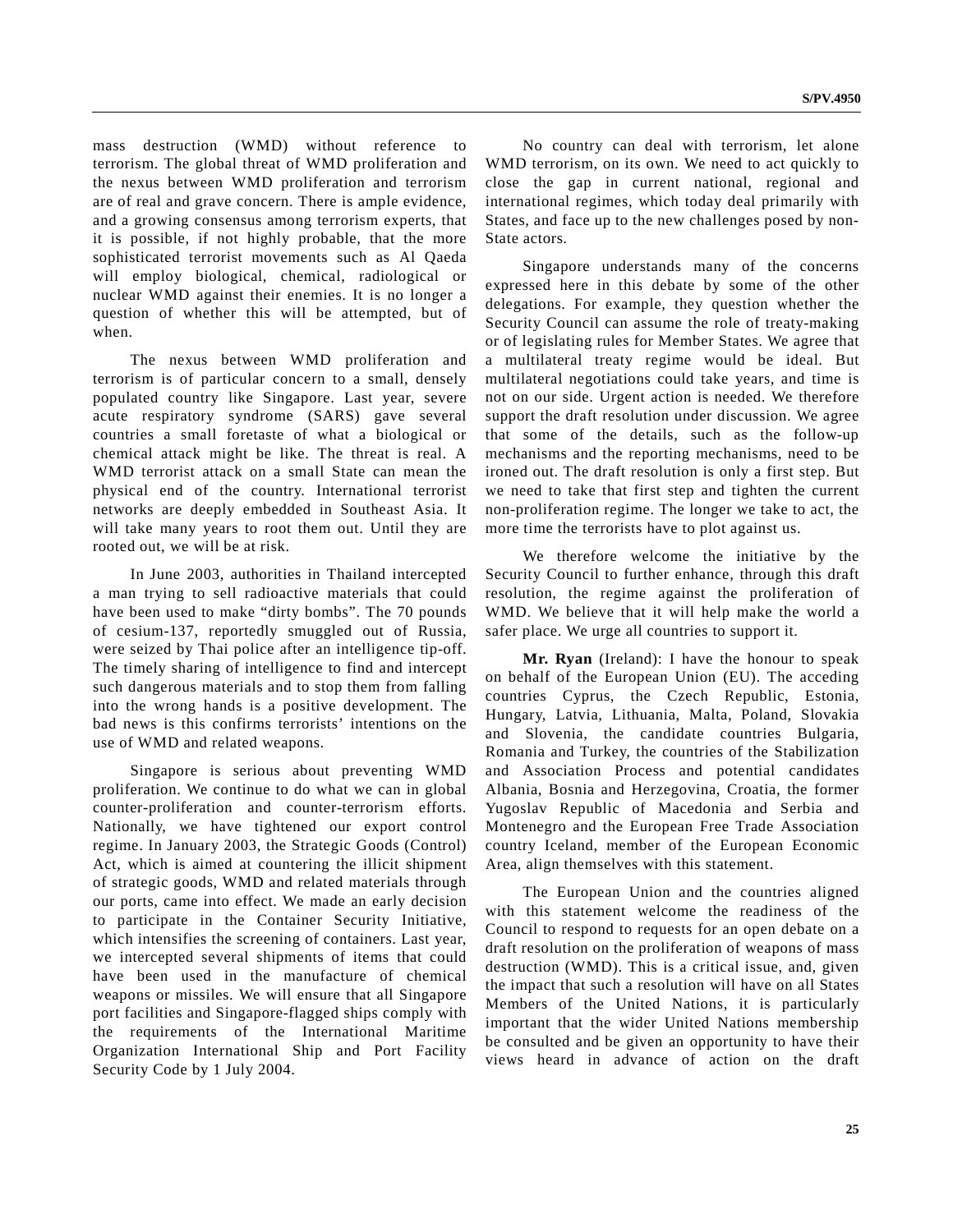mass destruction (WMD) without reference to terrorism. The global threat of WMD proliferation and the nexus between WMD proliferation and terrorism are of real and grave concern. There is ample evidence, and a growing consensus among terrorism experts, that it is possible, if not highly probable, that the more sophisticated terrorist movements such as Al Qaeda will employ biological, chemical, radiological or nuclear WMD against their enemies. It is no longer a question of whether this will be attempted, but of when.

The nexus between WMD proliferation and terrorism is of particular concern to a small, densely populated country like Singapore. Last year, severe acute respiratory syndrome (SARS) gave several countries a small foretaste of what a biological or chemical attack might be like. The threat is real. A WMD terrorist attack on a small State can mean the physical end of the country. International terrorist networks are deeply embedded in Southeast Asia. It will take many years to root them out. Until they are rooted out, we will be at risk.

In June 2003, authorities in Thailand intercepted a man trying to sell radioactive materials that could have been used to make "dirty bombs". The 70 pounds of cesium-137, reportedly smuggled out of Russia, were seized by Thai police after an intelligence tip-off. The timely sharing of intelligence to find and intercept such dangerous materials and to stop them from falling into the wrong hands is a positive development. The bad news is this confirms terrorists' intentions on the use of WMD and related weapons.

Singapore is serious about preventing WMD proliferation. We continue to do what we can in global counter-proliferation and counter-terrorism efforts. Nationally, we have tightened our export control regime. In January 2003, the Strategic Goods (Control) Act, which is aimed at countering the illicit shipment of strategic goods, WMD and related materials through our ports, came into effect. We made an early decision to participate in the Container Security Initiative, which intensifies the screening of containers. Last year, we intercepted several shipments of items that could have been used in the manufacture of chemical weapons or missiles. We will ensure that all Singapore port facilities and Singapore-flagged ships comply with the requirements of the International Maritime Organization International Ship and Port Facility Security Code by 1 July 2004.

No country can deal with terrorism, let alone WMD terrorism, on its own. We need to act quickly to close the gap in current national, regional and international regimes, which today deal primarily with States, and face up to the new challenges posed by non-State actors.

Singapore understands many of the concerns expressed here in this debate by some of the other delegations. For example, they question whether the Security Council can assume the role of treaty-making or of legislating rules for Member States. We agree that a multilateral treaty regime would be ideal. But multilateral negotiations could take years, and time is not on our side. Urgent action is needed. We therefore support the draft resolution under discussion. We agree that some of the details, such as the follow-up mechanisms and the reporting mechanisms, need to be ironed out. The draft resolution is only a first step. But we need to take that first step and tighten the current non-proliferation regime. The longer we take to act, the more time the terrorists have to plot against us.

We therefore welcome the initiative by the Security Council to further enhance, through this draft resolution, the regime against the proliferation of WMD. We believe that it will help make the world a safer place. We urge all countries to support it.

**Mr. Ryan** (Ireland): I have the honour to speak on behalf of the European Union (EU). The acceding countries Cyprus, the Czech Republic, Estonia, Hungary, Latvia, Lithuania, Malta, Poland, Slovakia and Slovenia, the candidate countries Bulgaria, Romania and Turkey, the countries of the Stabilization and Association Process and potential candidates Albania, Bosnia and Herzegovina, Croatia, the former Yugoslav Republic of Macedonia and Serbia and Montenegro and the European Free Trade Association country Iceland, member of the European Economic Area, align themselves with this statement.

The European Union and the countries aligned with this statement welcome the readiness of the Council to respond to requests for an open debate on a draft resolution on the proliferation of weapons of mass destruction (WMD). This is a critical issue, and, given the impact that such a resolution will have on all States Members of the United Nations, it is particularly important that the wider United Nations membership be consulted and be given an opportunity to have their views heard in advance of action on the draft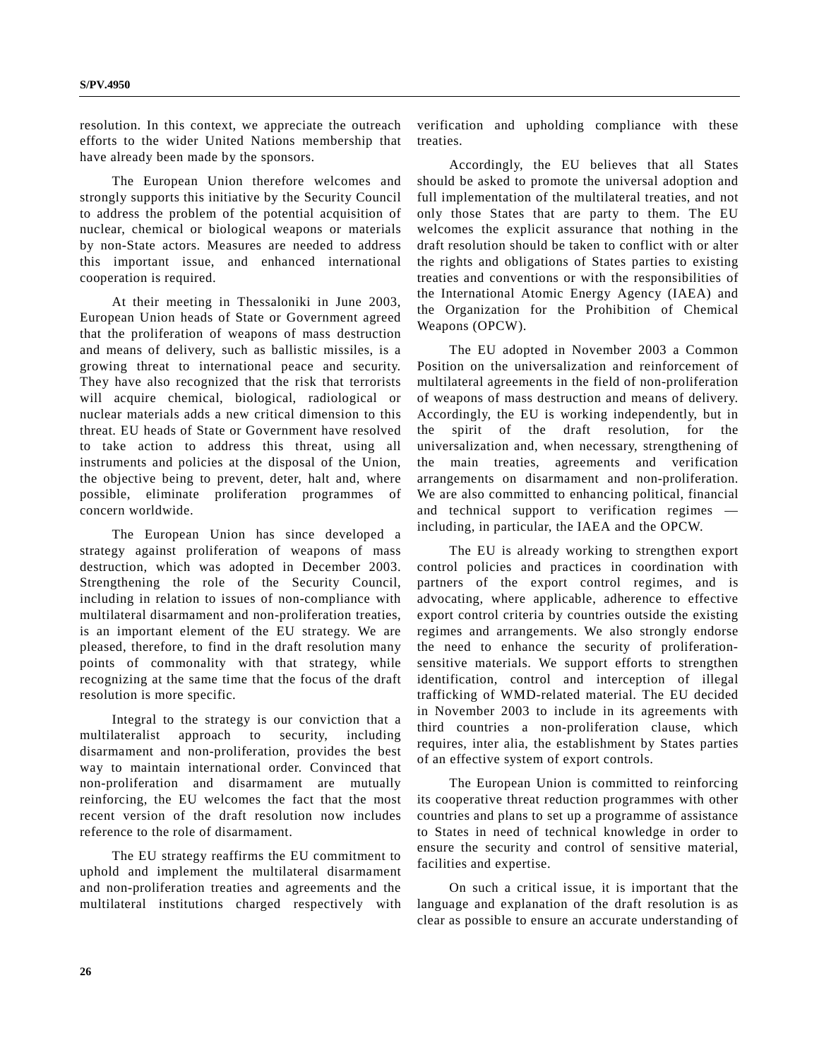resolution. In this context, we appreciate the outreach efforts to the wider United Nations membership that have already been made by the sponsors.

The European Union therefore welcomes and strongly supports this initiative by the Security Council to address the problem of the potential acquisition of nuclear, chemical or biological weapons or materials by non-State actors. Measures are needed to address this important issue, and enhanced international cooperation is required.

At their meeting in Thessaloniki in June 2003, European Union heads of State or Government agreed that the proliferation of weapons of mass destruction and means of delivery, such as ballistic missiles, is a growing threat to international peace and security. They have also recognized that the risk that terrorists will acquire chemical, biological, radiological or nuclear materials adds a new critical dimension to this threat. EU heads of State or Government have resolved to take action to address this threat, using all instruments and policies at the disposal of the Union, the objective being to prevent, deter, halt and, where possible, eliminate proliferation programmes of concern worldwide.

The European Union has since developed a strategy against proliferation of weapons of mass destruction, which was adopted in December 2003. Strengthening the role of the Security Council, including in relation to issues of non-compliance with multilateral disarmament and non-proliferation treaties, is an important element of the EU strategy. We are pleased, therefore, to find in the draft resolution many points of commonality with that strategy, while recognizing at the same time that the focus of the draft resolution is more specific.

Integral to the strategy is our conviction that a multilateralist approach to security, including disarmament and non-proliferation, provides the best way to maintain international order. Convinced that non-proliferation and disarmament are mutually reinforcing, the EU welcomes the fact that the most recent version of the draft resolution now includes reference to the role of disarmament.

The EU strategy reaffirms the EU commitment to uphold and implement the multilateral disarmament and non-proliferation treaties and agreements and the multilateral institutions charged respectively with verification and upholding compliance with these treaties.

Accordingly, the EU believes that all States should be asked to promote the universal adoption and full implementation of the multilateral treaties, and not only those States that are party to them. The EU welcomes the explicit assurance that nothing in the draft resolution should be taken to conflict with or alter the rights and obligations of States parties to existing treaties and conventions or with the responsibilities of the International Atomic Energy Agency (IAEA) and the Organization for the Prohibition of Chemical Weapons (OPCW).

The EU adopted in November 2003 a Common Position on the universalization and reinforcement of multilateral agreements in the field of non-proliferation of weapons of mass destruction and means of delivery. Accordingly, the EU is working independently, but in the spirit of the draft resolution, for the universalization and, when necessary, strengthening of the main treaties, agreements and verification arrangements on disarmament and non-proliferation. We are also committed to enhancing political, financial and technical support to verification regimes — including, in particular, the IAEA and the OPCW.

The EU is already working to strengthen export control policies and practices in coordination with partners of the export control regimes, and is advocating, where applicable, adherence to effective export control criteria by countries outside the existing regimes and arrangements. We also strongly endorse the need to enhance the security of proliferation-sensitive materials. We support efforts to strengthen identification, control and interception of illegal trafficking of WMD-related material. The EU decided in November 2003 to include in its agreements with third countries a non-proliferation clause, which requires, inter alia, the establishment by States parties of an effective system of export controls.

The European Union is committed to reinforcing its cooperative threat reduction programmes with other countries and plans to set up a programme of assistance to States in need of technical knowledge in order to ensure the security and control of sensitive material, facilities and expertise.

On such a critical issue, it is important that the language and explanation of the draft resolution is as clear as possible to ensure an accurate understanding of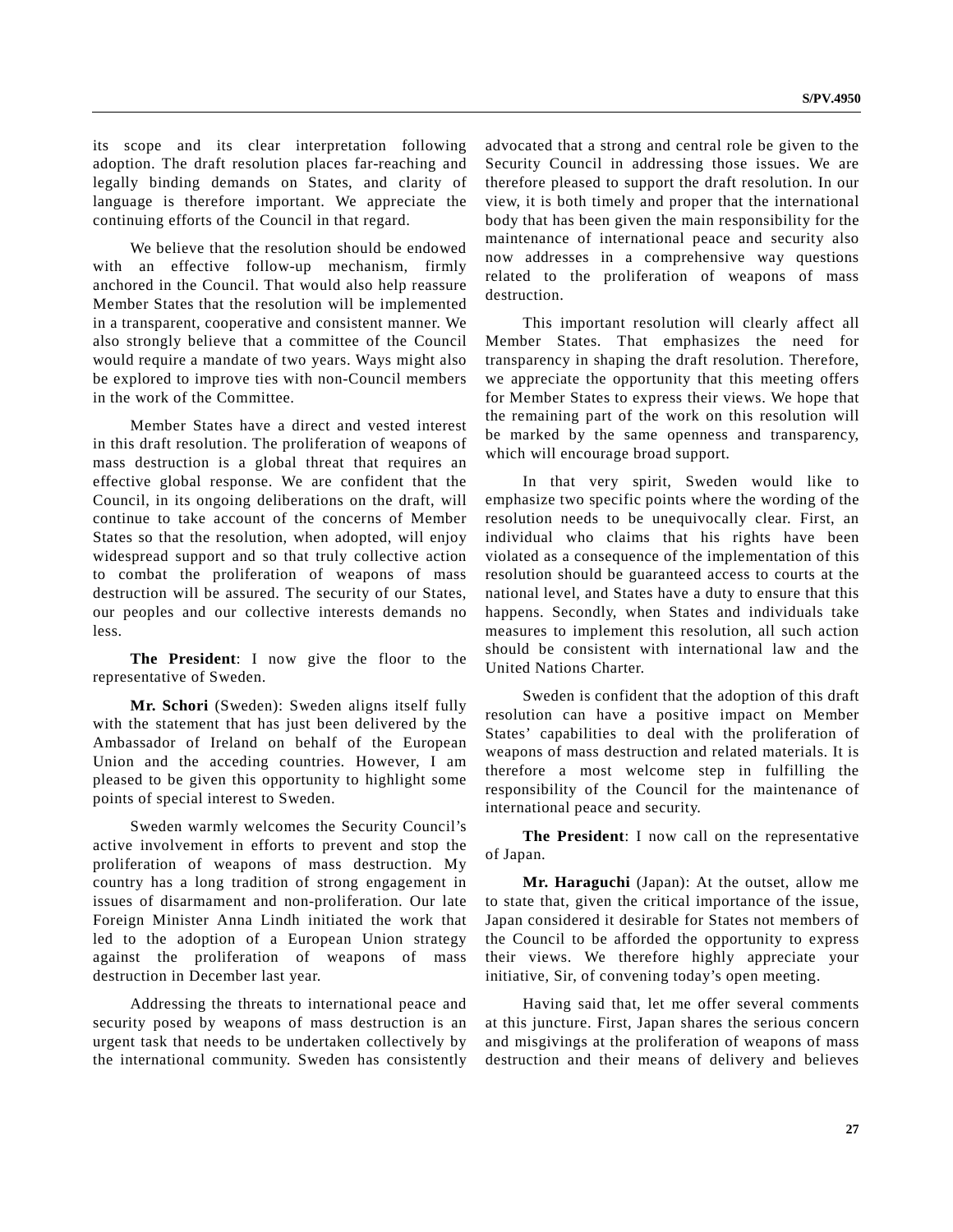its scope and its clear interpretation following adoption. The draft resolution places far-reaching and legally binding demands on States, and clarity of language is therefore important. We appreciate the continuing efforts of the Council in that regard.

We believe that the resolution should be endowed with an effective follow-up mechanism, firmly anchored in the Council. That would also help reassure Member States that the resolution will be implemented in a transparent, cooperative and consistent manner. We also strongly believe that a committee of the Council would require a mandate of two years. Ways might also be explored to improve ties with non-Council members in the work of the Committee.

Member States have a direct and vested interest in this draft resolution. The proliferation of weapons of mass destruction is a global threat that requires an effective global response. We are confident that the Council, in its ongoing deliberations on the draft, will continue to take account of the concerns of Member States so that the resolution, when adopted, will enjoy widespread support and so that truly collective action to combat the proliferation of weapons of mass destruction will be assured. The security of our States, our peoples and our collective interests demands no less.

**The President**: I now give the floor to the representative of Sweden.

**Mr. Schori** (Sweden): Sweden aligns itself fully with the statement that has just been delivered by the Ambassador of Ireland on behalf of the European Union and the acceding countries. However, I am pleased to be given this opportunity to highlight some points of special interest to Sweden.

Sweden warmly welcomes the Security Council's active involvement in efforts to prevent and stop the proliferation of weapons of mass destruction. My country has a long tradition of strong engagement in issues of disarmament and non-proliferation. Our late Foreign Minister Anna Lindh initiated the work that led to the adoption of a European Union strategy against the proliferation of weapons of mass destruction in December last year.

Addressing the threats to international peace and security posed by weapons of mass destruction is an urgent task that needs to be undertaken collectively by the international community. Sweden has consistently advocated that a strong and central role be given to the Security Council in addressing those issues. We are therefore pleased to support the draft resolution. In our view, it is both timely and proper that the international body that has been given the main responsibility for the maintenance of international peace and security also now addresses in a comprehensive way questions related to the proliferation of weapons of mass destruction.

This important resolution will clearly affect all Member States. That emphasizes the need for transparency in shaping the draft resolution. Therefore, we appreciate the opportunity that this meeting offers for Member States to express their views. We hope that the remaining part of the work on this resolution will be marked by the same openness and transparency, which will encourage broad support.

In that very spirit, Sweden would like to emphasize two specific points where the wording of the resolution needs to be unequivocally clear. First, an individual who claims that his rights have been violated as a consequence of the implementation of this resolution should be guaranteed access to courts at the national level, and States have a duty to ensure that this happens. Secondly, when States and individuals take measures to implement this resolution, all such action should be consistent with international law and the United Nations Charter.

Sweden is confident that the adoption of this draft resolution can have a positive impact on Member States' capabilities to deal with the proliferation of weapons of mass destruction and related materials. It is therefore a most welcome step in fulfilling the responsibility of the Council for the maintenance of international peace and security.

**The President**: I now call on the representative of Japan.

**Mr. Haraguchi** (Japan): At the outset, allow me to state that, given the critical importance of the issue, Japan considered it desirable for States not members of the Council to be afforded the opportunity to express their views. We therefore highly appreciate your initiative, Sir, of convening today's open meeting.

Having said that, let me offer several comments at this juncture. First, Japan shares the serious concern and misgivings at the proliferation of weapons of mass destruction and their means of delivery and believes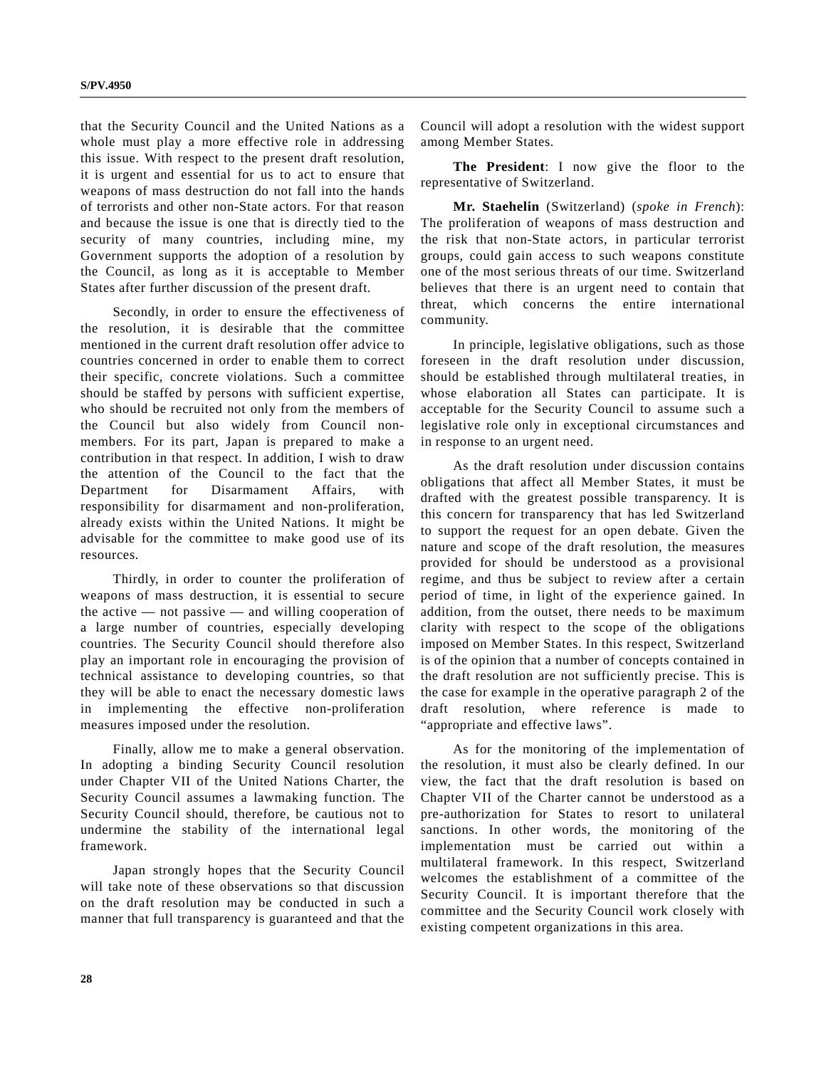that the Security Council and the United Nations as a whole must play a more effective role in addressing this issue. With respect to the present draft resolution, it is urgent and essential for us to act to ensure that weapons of mass destruction do not fall into the hands of terrorists and other non-State actors. For that reason and because the issue is one that is directly tied to the security of many countries, including mine, my Government supports the adoption of a resolution by the Council, as long as it is acceptable to Member States after further discussion of the present draft.

Secondly, in order to ensure the effectiveness of the resolution, it is desirable that the committee mentioned in the current draft resolution offer advice to countries concerned in order to enable them to correct their specific, concrete violations. Such a committee should be staffed by persons with sufficient expertise, who should be recruited not only from the members of the Council but also widely from Council non-members. For its part, Japan is prepared to make a contribution in that respect. In addition, I wish to draw the attention of the Council to the fact that the Department for Disarmament Affairs, with responsibility for disarmament and non-proliferation, already exists within the United Nations. It might be advisable for the committee to make good use of its resources.

Thirdly, in order to counter the proliferation of weapons of mass destruction, it is essential to secure the active — not passive — and willing cooperation of a large number of countries, especially developing countries. The Security Council should therefore also play an important role in encouraging the provision of technical assistance to developing countries, so that they will be able to enact the necessary domestic laws in implementing the effective non-proliferation measures imposed under the resolution.

Finally, allow me to make a general observation. In adopting a binding Security Council resolution under Chapter VII of the United Nations Charter, the Security Council assumes a lawmaking function. The Security Council should, therefore, be cautious not to undermine the stability of the international legal framework.

Japan strongly hopes that the Security Council will take note of these observations so that discussion on the draft resolution may be conducted in such a manner that full transparency is guaranteed and that the Council will adopt a resolution with the widest support among Member States.

**The President**: I now give the floor to the representative of Switzerland.

**Mr. Staehelin** (Switzerland) (*spoke in French*): The proliferation of weapons of mass destruction and the risk that non-State actors, in particular terrorist groups, could gain access to such weapons constitute one of the most serious threats of our time. Switzerland believes that there is an urgent need to contain that threat, which concerns the entire international community.

In principle, legislative obligations, such as those foreseen in the draft resolution under discussion, should be established through multilateral treaties, in whose elaboration all States can participate. It is acceptable for the Security Council to assume such a legislative role only in exceptional circumstances and in response to an urgent need.

As the draft resolution under discussion contains obligations that affect all Member States, it must be drafted with the greatest possible transparency. It is this concern for transparency that has led Switzerland to support the request for an open debate. Given the nature and scope of the draft resolution, the measures provided for should be understood as a provisional regime, and thus be subject to review after a certain period of time, in light of the experience gained. In addition, from the outset, there needs to be maximum clarity with respect to the scope of the obligations imposed on Member States. In this respect, Switzerland is of the opinion that a number of concepts contained in the draft resolution are not sufficiently precise. This is the case for example in the operative paragraph 2 of the draft resolution, where reference is made to "appropriate and effective laws".

As for the monitoring of the implementation of the resolution, it must also be clearly defined. In our view, the fact that the draft resolution is based on Chapter VII of the Charter cannot be understood as a pre-authorization for States to resort to unilateral sanctions. In other words, the monitoring of the implementation must be carried out within a multilateral framework. In this respect, Switzerland welcomes the establishment of a committee of the Security Council. It is important therefore that the committee and the Security Council work closely with existing competent organizations in this area.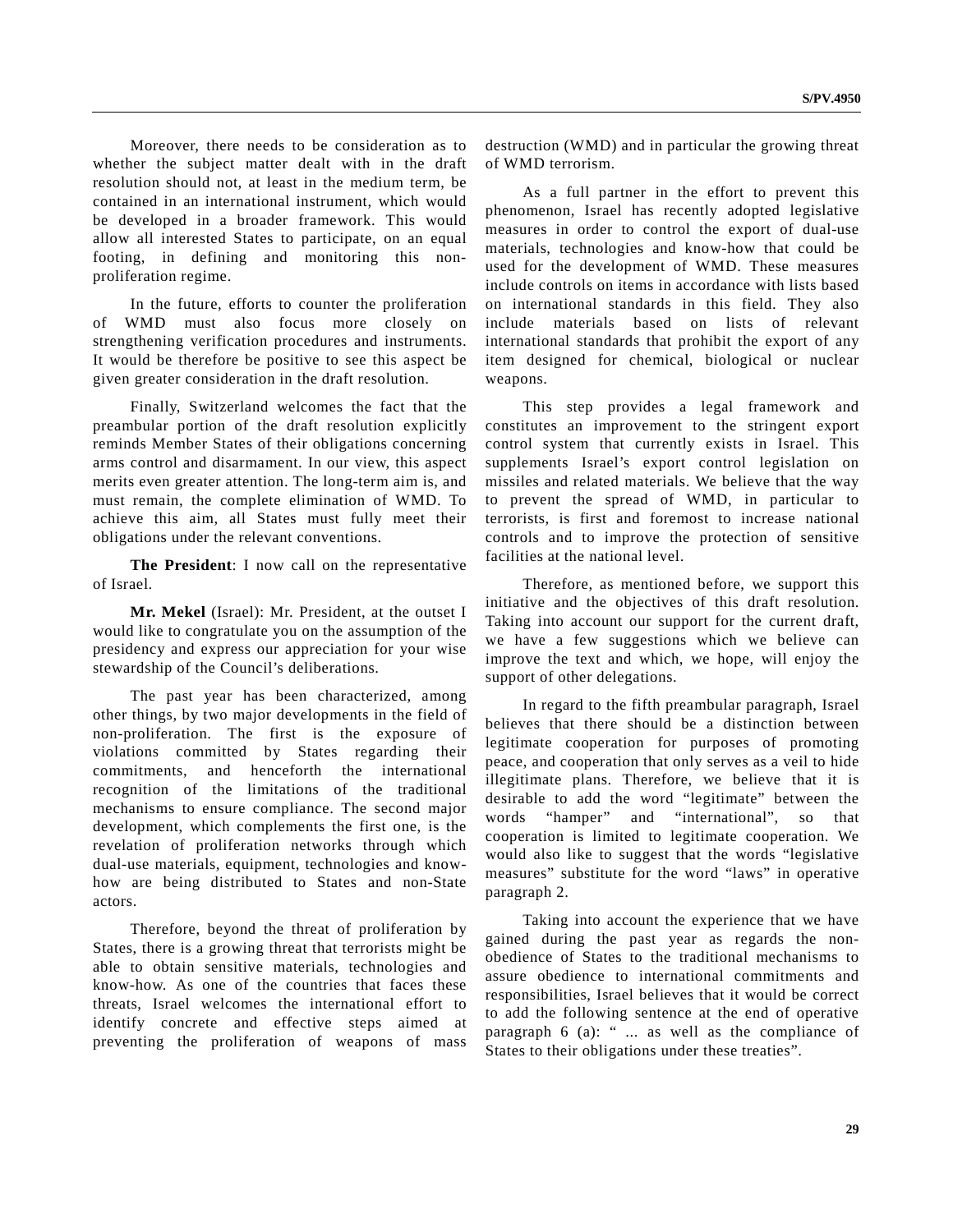Moreover, there needs to be consideration as to whether the subject matter dealt with in the draft resolution should not, at least in the medium term, be contained in an international instrument, which would be developed in a broader framework. This would allow all interested States to participate, on an equal footing, in defining and monitoring this non-proliferation regime.

In the future, efforts to counter the proliferation of WMD must also focus more closely on strengthening verification procedures and instruments. It would be therefore be positive to see this aspect be given greater consideration in the draft resolution.

Finally, Switzerland welcomes the fact that the preambular portion of the draft resolution explicitly reminds Member States of their obligations concerning arms control and disarmament. In our view, this aspect merits even greater attention. The long-term aim is, and must remain, the complete elimination of WMD. To achieve this aim, all States must fully meet their obligations under the relevant conventions.

**The President**: I now call on the representative of Israel.

**Mr. Mekel** (Israel): Mr. President, at the outset I would like to congratulate you on the assumption of the presidency and express our appreciation for your wise stewardship of the Council's deliberations.

The past year has been characterized, among other things, by two major developments in the field of non-proliferation. The first is the exposure of violations committed by States regarding their commitments, and henceforth the international recognition of the limitations of the traditional mechanisms to ensure compliance. The second major development, which complements the first one, is the revelation of proliferation networks through which dual-use materials, equipment, technologies and know-how are being distributed to States and non-State actors.

Therefore, beyond the threat of proliferation by States, there is a growing threat that terrorists might be able to obtain sensitive materials, technologies and know-how. As one of the countries that faces these threats, Israel welcomes the international effort to identify concrete and effective steps aimed at preventing the proliferation of weapons of mass destruction (WMD) and in particular the growing threat of WMD terrorism.

As a full partner in the effort to prevent this phenomenon, Israel has recently adopted legislative measures in order to control the export of dual-use materials, technologies and know-how that could be used for the development of WMD. These measures include controls on items in accordance with lists based on international standards in this field. They also include materials based on lists of relevant international standards that prohibit the export of any item designed for chemical, biological or nuclear weapons.

This step provides a legal framework and constitutes an improvement to the stringent export control system that currently exists in Israel. This supplements Israel's export control legislation on missiles and related materials. We believe that the way to prevent the spread of WMD, in particular to terrorists, is first and foremost to increase national controls and to improve the protection of sensitive facilities at the national level.

Therefore, as mentioned before, we support this initiative and the objectives of this draft resolution. Taking into account our support for the current draft, we have a few suggestions which we believe can improve the text and which, we hope, will enjoy the support of other delegations.

In regard to the fifth preambular paragraph, Israel believes that there should be a distinction between legitimate cooperation for purposes of promoting peace, and cooperation that only serves as a veil to hide illegitimate plans. Therefore, we believe that it is desirable to add the word "legitimate" between the words "hamper" and "international", so that cooperation is limited to legitimate cooperation. We would also like to suggest that the words "legislative measures" substitute for the word "laws" in operative paragraph 2.

Taking into account the experience that we have gained during the past year as regards the non-obedience of States to the traditional mechanisms to assure obedience to international commitments and responsibilities, Israel believes that it would be correct to add the following sentence at the end of operative paragraph 6 (a): " ... as well as the compliance of States to their obligations under these treaties".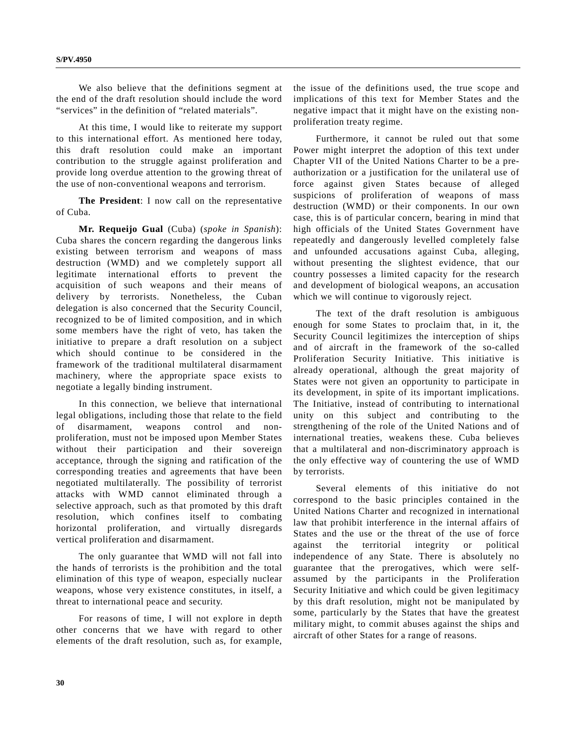We also believe that the definitions segment at the end of the draft resolution should include the word "services" in the definition of "related materials".

At this time, I would like to reiterate my support to this international effort. As mentioned here today, this draft resolution could make an important contribution to the struggle against proliferation and provide long overdue attention to the growing threat of the use of non-conventional weapons and terrorism.

**The President**: I now call on the representative of Cuba.

**Mr. Requeijo Gual** (Cuba) (*spoke in Spanish*): Cuba shares the concern regarding the dangerous links existing between terrorism and weapons of mass destruction (WMD) and we completely support all legitimate international efforts to prevent the acquisition of such weapons and their means of delivery by terrorists. Nonetheless, the Cuban delegation is also concerned that the Security Council, recognized to be of limited composition, and in which some members have the right of veto, has taken the initiative to prepare a draft resolution on a subject which should continue to be considered in the framework of the traditional multilateral disarmament machinery, where the appropriate space exists to negotiate a legally binding instrument.

In this connection, we believe that international legal obligations, including those that relate to the field of disarmament, weapons control and non-proliferation, must not be imposed upon Member States without their participation and their sovereign acceptance, through the signing and ratification of the corresponding treaties and agreements that have been negotiated multilaterally. The possibility of terrorist attacks with WMD cannot eliminated through a selective approach, such as that promoted by this draft resolution, which confines itself to combating horizontal proliferation, and virtually disregards vertical proliferation and disarmament.

The only guarantee that WMD will not fall into the hands of terrorists is the prohibition and the total elimination of this type of weapon, especially nuclear weapons, whose very existence constitutes, in itself, a threat to international peace and security.

For reasons of time, I will not explore in depth other concerns that we have with regard to other elements of the draft resolution, such as, for example, the issue of the definitions used, the true scope and implications of this text for Member States and the negative impact that it might have on the existing non-proliferation treaty regime.

Furthermore, it cannot be ruled out that some Power might interpret the adoption of this text under Chapter VII of the United Nations Charter to be a pre-authorization or a justification for the unilateral use of force against given States because of alleged suspicions of proliferation of weapons of mass destruction (WMD) or their components. In our own case, this is of particular concern, bearing in mind that high officials of the United States Government have repeatedly and dangerously levelled completely false and unfounded accusations against Cuba, alleging, without presenting the slightest evidence, that our country possesses a limited capacity for the research and development of biological weapons, an accusation which we will continue to vigorously reject.

The text of the draft resolution is ambiguous enough for some States to proclaim that, in it, the Security Council legitimizes the interception of ships and of aircraft in the framework of the so-called Proliferation Security Initiative. This initiative is already operational, although the great majority of States were not given an opportunity to participate in its development, in spite of its important implications. The Initiative, instead of contributing to international unity on this subject and contributing to the strengthening of the role of the United Nations and of international treaties, weakens these. Cuba believes that a multilateral and non-discriminatory approach is the only effective way of countering the use of WMD by terrorists.

Several elements of this initiative do not correspond to the basic principles contained in the United Nations Charter and recognized in international law that prohibit interference in the internal affairs of States and the use or the threat of the use of force against the territorial integrity or political independence of any State. There is absolutely no guarantee that the prerogatives, which were self-assumed by the participants in the Proliferation Security Initiative and which could be given legitimacy by this draft resolution, might not be manipulated by some, particularly by the States that have the greatest military might, to commit abuses against the ships and aircraft of other States for a range of reasons.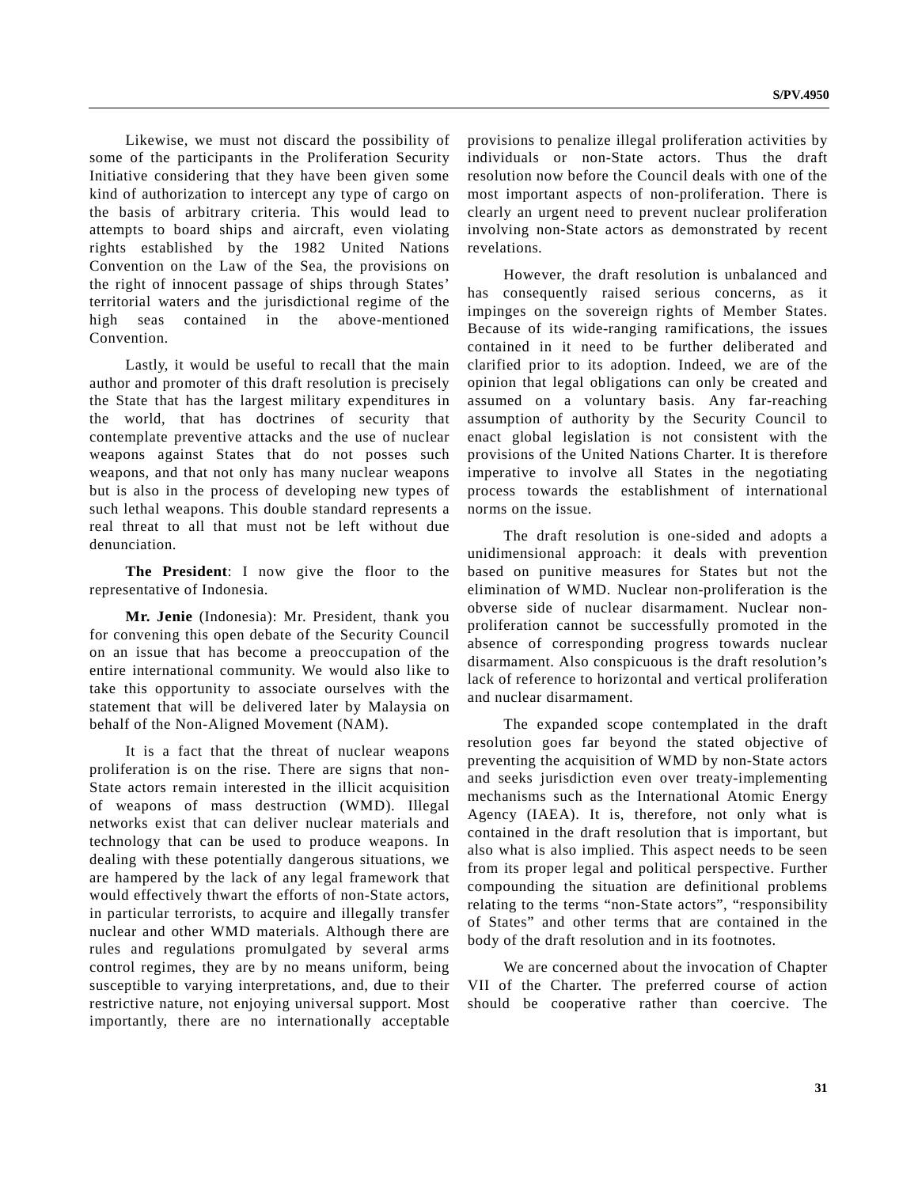Likewise, we must not discard the possibility of some of the participants in the Proliferation Security Initiative considering that they have been given some kind of authorization to intercept any type of cargo on the basis of arbitrary criteria. This would lead to attempts to board ships and aircraft, even violating rights established by the 1982 United Nations Convention on the Law of the Sea, the provisions on the right of innocent passage of ships through States' territorial waters and the jurisdictional regime of the high seas contained in the above-mentioned Convention.

Lastly, it would be useful to recall that the main author and promoter of this draft resolution is precisely the State that has the largest military expenditures in the world, that has doctrines of security that contemplate preventive attacks and the use of nuclear weapons against States that do not posses such weapons, and that not only has many nuclear weapons but is also in the process of developing new types of such lethal weapons. This double standard represents a real threat to all that must not be left without due denunciation.

**The President**: I now give the floor to the representative of Indonesia.

**Mr. Jenie** (Indonesia): Mr. President, thank you for convening this open debate of the Security Council on an issue that has become a preoccupation of the entire international community. We would also like to take this opportunity to associate ourselves with the statement that will be delivered later by Malaysia on behalf of the Non-Aligned Movement (NAM).

It is a fact that the threat of nuclear weapons proliferation is on the rise. There are signs that non-State actors remain interested in the illicit acquisition of weapons of mass destruction (WMD). Illegal networks exist that can deliver nuclear materials and technology that can be used to produce weapons. In dealing with these potentially dangerous situations, we are hampered by the lack of any legal framework that would effectively thwart the efforts of non-State actors, in particular terrorists, to acquire and illegally transfer nuclear and other WMD materials. Although there are rules and regulations promulgated by several arms control regimes, they are by no means uniform, being susceptible to varying interpretations, and, due to their restrictive nature, not enjoying universal support. Most importantly, there are no internationally acceptable provisions to penalize illegal proliferation activities by individuals or non-State actors. Thus the draft resolution now before the Council deals with one of the most important aspects of non-proliferation. There is clearly an urgent need to prevent nuclear proliferation involving non-State actors as demonstrated by recent revelations.

However, the draft resolution is unbalanced and has consequently raised serious concerns, as it impinges on the sovereign rights of Member States. Because of its wide-ranging ramifications, the issues contained in it need to be further deliberated and clarified prior to its adoption. Indeed, we are of the opinion that legal obligations can only be created and assumed on a voluntary basis. Any far-reaching assumption of authority by the Security Council to enact global legislation is not consistent with the provisions of the United Nations Charter. It is therefore imperative to involve all States in the negotiating process towards the establishment of international norms on the issue.

The draft resolution is one-sided and adopts a unidimensional approach: it deals with prevention based on punitive measures for States but not the elimination of WMD. Nuclear non-proliferation is the obverse side of nuclear disarmament. Nuclear non-proliferation cannot be successfully promoted in the absence of corresponding progress towards nuclear disarmament. Also conspicuous is the draft resolution's lack of reference to horizontal and vertical proliferation and nuclear disarmament.

The expanded scope contemplated in the draft resolution goes far beyond the stated objective of preventing the acquisition of WMD by non-State actors and seeks jurisdiction even over treaty-implementing mechanisms such as the International Atomic Energy Agency (IAEA). It is, therefore, not only what is contained in the draft resolution that is important, but also what is also implied. This aspect needs to be seen from its proper legal and political perspective. Further compounding the situation are definitional problems relating to the terms "non-State actors", "responsibility of States" and other terms that are contained in the body of the draft resolution and in its footnotes.

We are concerned about the invocation of Chapter VII of the Charter. The preferred course of action should be cooperative rather than coercive. The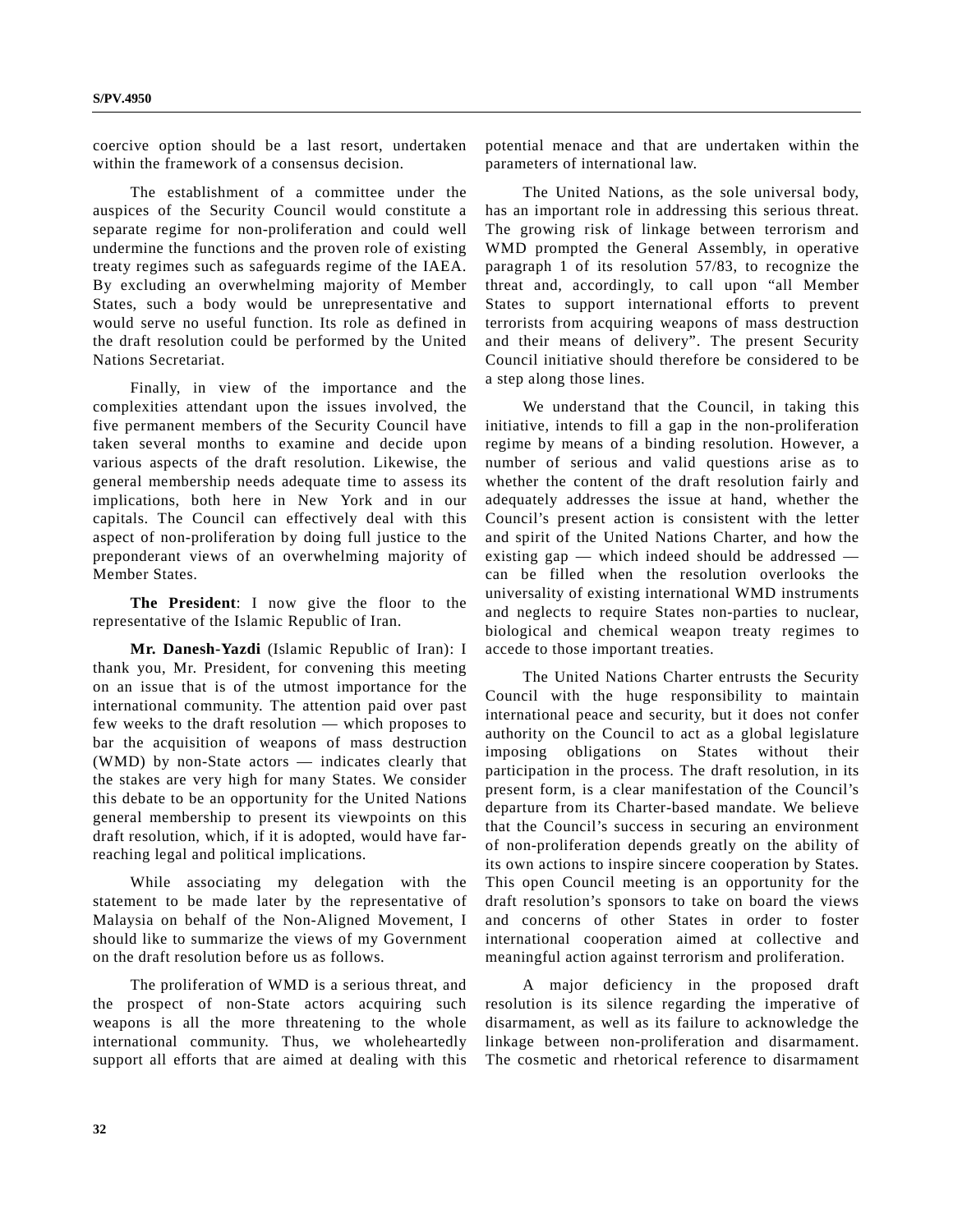coercive option should be a last resort, undertaken within the framework of a consensus decision.

The establishment of a committee under the auspices of the Security Council would constitute a separate regime for non-proliferation and could well undermine the functions and the proven role of existing treaty regimes such as safeguards regime of the IAEA. By excluding an overwhelming majority of Member States, such a body would be unrepresentative and would serve no useful function. Its role as defined in the draft resolution could be performed by the United Nations Secretariat.

Finally, in view of the importance and the complexities attendant upon the issues involved, the five permanent members of the Security Council have taken several months to examine and decide upon various aspects of the draft resolution. Likewise, the general membership needs adequate time to assess its implications, both here in New York and in our capitals. The Council can effectively deal with this aspect of non-proliferation by doing full justice to the preponderant views of an overwhelming majority of Member States.

**The President**: I now give the floor to the representative of the Islamic Republic of Iran.

**Mr. Danesh-Yazdi** (Islamic Republic of Iran): I thank you, Mr. President, for convening this meeting on an issue that is of the utmost importance for the international community. The attention paid over past few weeks to the draft resolution — which proposes to bar the acquisition of weapons of mass destruction (WMD) by non-State actors — indicates clearly that the stakes are very high for many States. We consider this debate to be an opportunity for the United Nations general membership to present its viewpoints on this draft resolution, which, if it is adopted, would have far-reaching legal and political implications.

While associating my delegation with the statement to be made later by the representative of Malaysia on behalf of the Non-Aligned Movement, I should like to summarize the views of my Government on the draft resolution before us as follows.

The proliferation of WMD is a serious threat, and the prospect of non-State actors acquiring such weapons is all the more threatening to the whole international community. Thus, we wholeheartedly support all efforts that are aimed at dealing with this potential menace and that are undertaken within the parameters of international law.

The United Nations, as the sole universal body, has an important role in addressing this serious threat. The growing risk of linkage between terrorism and WMD prompted the General Assembly, in operative paragraph 1 of its resolution 57/83, to recognize the threat and, accordingly, to call upon "all Member States to support international efforts to prevent terrorists from acquiring weapons of mass destruction and their means of delivery". The present Security Council initiative should therefore be considered to be a step along those lines.

We understand that the Council, in taking this initiative, intends to fill a gap in the non-proliferation regime by means of a binding resolution. However, a number of serious and valid questions arise as to whether the content of the draft resolution fairly and adequately addresses the issue at hand, whether the Council's present action is consistent with the letter and spirit of the United Nations Charter, and how the existing gap — which indeed should be addressed — can be filled when the resolution overlooks the universality of existing international WMD instruments and neglects to require States non-parties to nuclear, biological and chemical weapon treaty regimes to accede to those important treaties.

The United Nations Charter entrusts the Security Council with the huge responsibility to maintain international peace and security, but it does not confer authority on the Council to act as a global legislature imposing obligations on States without their participation in the process. The draft resolution, in its present form, is a clear manifestation of the Council's departure from its Charter-based mandate. We believe that the Council's success in securing an environment of non-proliferation depends greatly on the ability of its own actions to inspire sincere cooperation by States. This open Council meeting is an opportunity for the draft resolution's sponsors to take on board the views and concerns of other States in order to foster international cooperation aimed at collective and meaningful action against terrorism and proliferation.

A major deficiency in the proposed draft resolution is its silence regarding the imperative of disarmament, as well as its failure to acknowledge the linkage between non-proliferation and disarmament. The cosmetic and rhetorical reference to disarmament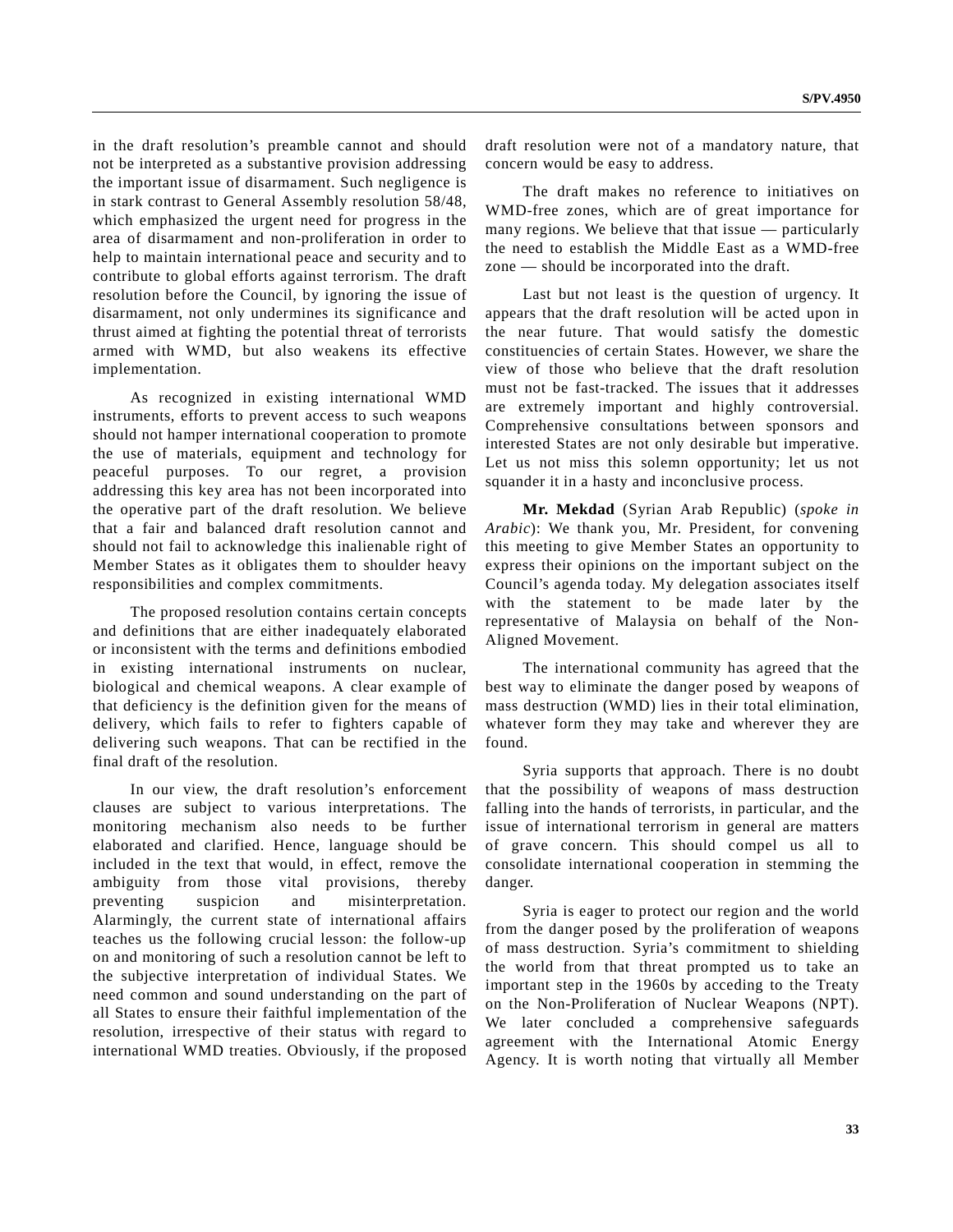in the draft resolution's preamble cannot and should not be interpreted as a substantive provision addressing the important issue of disarmament. Such negligence is in stark contrast to General Assembly resolution 58/48, which emphasized the urgent need for progress in the area of disarmament and non-proliferation in order to help to maintain international peace and security and to contribute to global efforts against terrorism. The draft resolution before the Council, by ignoring the issue of disarmament, not only undermines its significance and thrust aimed at fighting the potential threat of terrorists armed with WMD, but also weakens its effective implementation.

As recognized in existing international WMD instruments, efforts to prevent access to such weapons should not hamper international cooperation to promote the use of materials, equipment and technology for peaceful purposes. To our regret, a provision addressing this key area has not been incorporated into the operative part of the draft resolution. We believe that a fair and balanced draft resolution cannot and should not fail to acknowledge this inalienable right of Member States as it obligates them to shoulder heavy responsibilities and complex commitments.

The proposed resolution contains certain concepts and definitions that are either inadequately elaborated or inconsistent with the terms and definitions embodied in existing international instruments on nuclear, biological and chemical weapons. A clear example of that deficiency is the definition given for the means of delivery, which fails to refer to fighters capable of delivering such weapons. That can be rectified in the final draft of the resolution.

In our view, the draft resolution's enforcement clauses are subject to various interpretations. The monitoring mechanism also needs to be further elaborated and clarified. Hence, language should be included in the text that would, in effect, remove the ambiguity from those vital provisions, thereby preventing suspicion and misinterpretation. Alarmingly, the current state of international affairs teaches us the following crucial lesson: the follow-up on and monitoring of such a resolution cannot be left to the subjective interpretation of individual States. We need common and sound understanding on the part of all States to ensure their faithful implementation of the resolution, irrespective of their status with regard to international WMD treaties. Obviously, if the proposed draft resolution were not of a mandatory nature, that concern would be easy to address.

The draft makes no reference to initiatives on WMD-free zones, which are of great importance for many regions. We believe that that issue — particularly the need to establish the Middle East as a WMD-free zone — should be incorporated into the draft.

Last but not least is the question of urgency. It appears that the draft resolution will be acted upon in the near future. That would satisfy the domestic constituencies of certain States. However, we share the view of those who believe that the draft resolution must not be fast-tracked. The issues that it addresses are extremely important and highly controversial. Comprehensive consultations between sponsors and interested States are not only desirable but imperative. Let us not miss this solemn opportunity; let us not squander it in a hasty and inconclusive process.

**Mr. Mekdad** (Syrian Arab Republic) (*spoke in Arabic*): We thank you, Mr. President, for convening this meeting to give Member States an opportunity to express their opinions on the important subject on the Council's agenda today. My delegation associates itself with the statement to be made later by the representative of Malaysia on behalf of the Non-Aligned Movement.

The international community has agreed that the best way to eliminate the danger posed by weapons of mass destruction (WMD) lies in their total elimination, whatever form they may take and wherever they are found.

Syria supports that approach. There is no doubt that the possibility of weapons of mass destruction falling into the hands of terrorists, in particular, and the issue of international terrorism in general are matters of grave concern. This should compel us all to consolidate international cooperation in stemming the danger.

Syria is eager to protect our region and the world from the danger posed by the proliferation of weapons of mass destruction. Syria's commitment to shielding the world from that threat prompted us to take an important step in the 1960s by acceding to the Treaty on the Non-Proliferation of Nuclear Weapons (NPT). We later concluded a comprehensive safeguards agreement with the International Atomic Energy Agency. It is worth noting that virtually all Member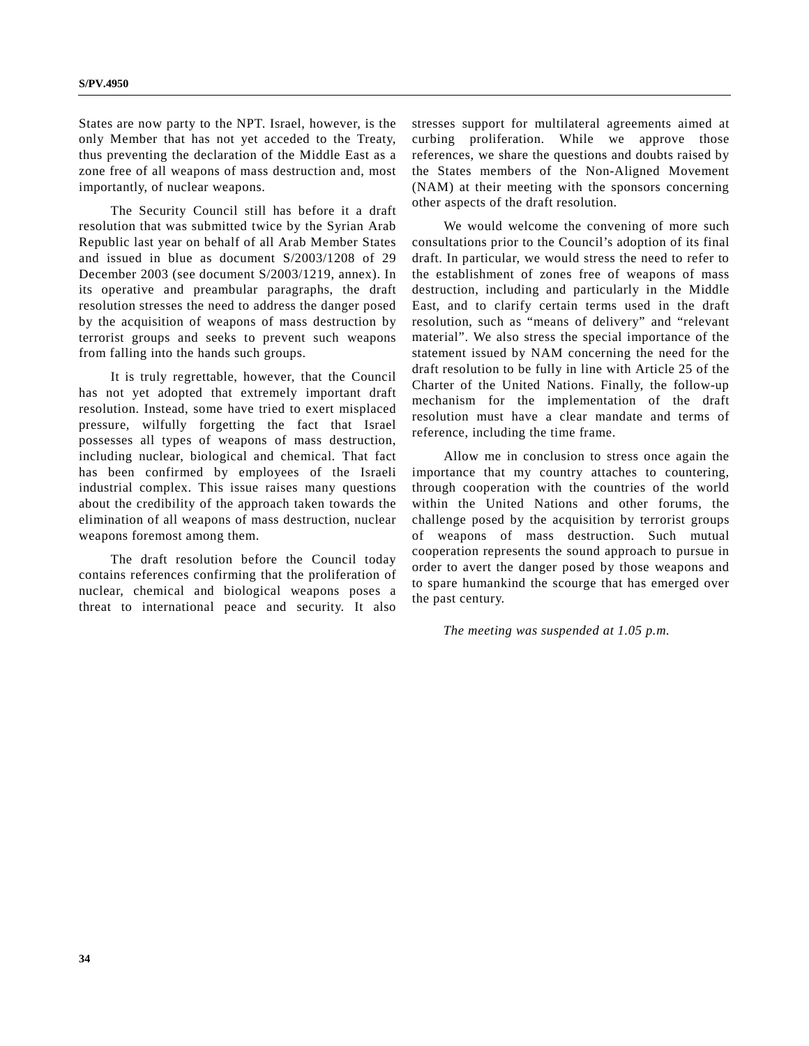States are now party to the NPT. Israel, however, is the only Member that has not yet acceded to the Treaty, thus preventing the declaration of the Middle East as a zone free of all weapons of mass destruction and, most importantly, of nuclear weapons.

The Security Council still has before it a draft resolution that was submitted twice by the Syrian Arab Republic last year on behalf of all Arab Member States and issued in blue as document S/2003/1208 of 29 December 2003 (see document S/2003/1219, annex). In its operative and preambular paragraphs, the draft resolution stresses the need to address the danger posed by the acquisition of weapons of mass destruction by terrorist groups and seeks to prevent such weapons from falling into the hands such groups.

It is truly regrettable, however, that the Council has not yet adopted that extremely important draft resolution. Instead, some have tried to exert misplaced pressure, wilfully forgetting the fact that Israel possesses all types of weapons of mass destruction, including nuclear, biological and chemical. That fact has been confirmed by employees of the Israeli industrial complex. This issue raises many questions about the credibility of the approach taken towards the elimination of all weapons of mass destruction, nuclear weapons foremost among them.

The draft resolution before the Council today contains references confirming that the proliferation of nuclear, chemical and biological weapons poses a threat to international peace and security. It also stresses support for multilateral agreements aimed at curbing proliferation. While we approve those references, we share the questions and doubts raised by the States members of the Non-Aligned Movement (NAM) at their meeting with the sponsors concerning other aspects of the draft resolution.

We would welcome the convening of more such consultations prior to the Council's adoption of its final draft. In particular, we would stress the need to refer to the establishment of zones free of weapons of mass destruction, including and particularly in the Middle East, and to clarify certain terms used in the draft resolution, such as "means of delivery" and "relevant material". We also stress the special importance of the statement issued by NAM concerning the need for the draft resolution to be fully in line with Article 25 of the Charter of the United Nations. Finally, the follow-up mechanism for the implementation of the draft resolution must have a clear mandate and terms of reference, including the time frame.

Allow me in conclusion to stress once again the importance that my country attaches to countering, through cooperation with the countries of the world within the United Nations and other forums, the challenge posed by the acquisition by terrorist groups of weapons of mass destruction. Such mutual cooperation represents the sound approach to pursue in order to avert the danger posed by those weapons and to spare humankind the scourge that has emerged over the past century.

*The meeting was suspended at 1.05 p.m.*